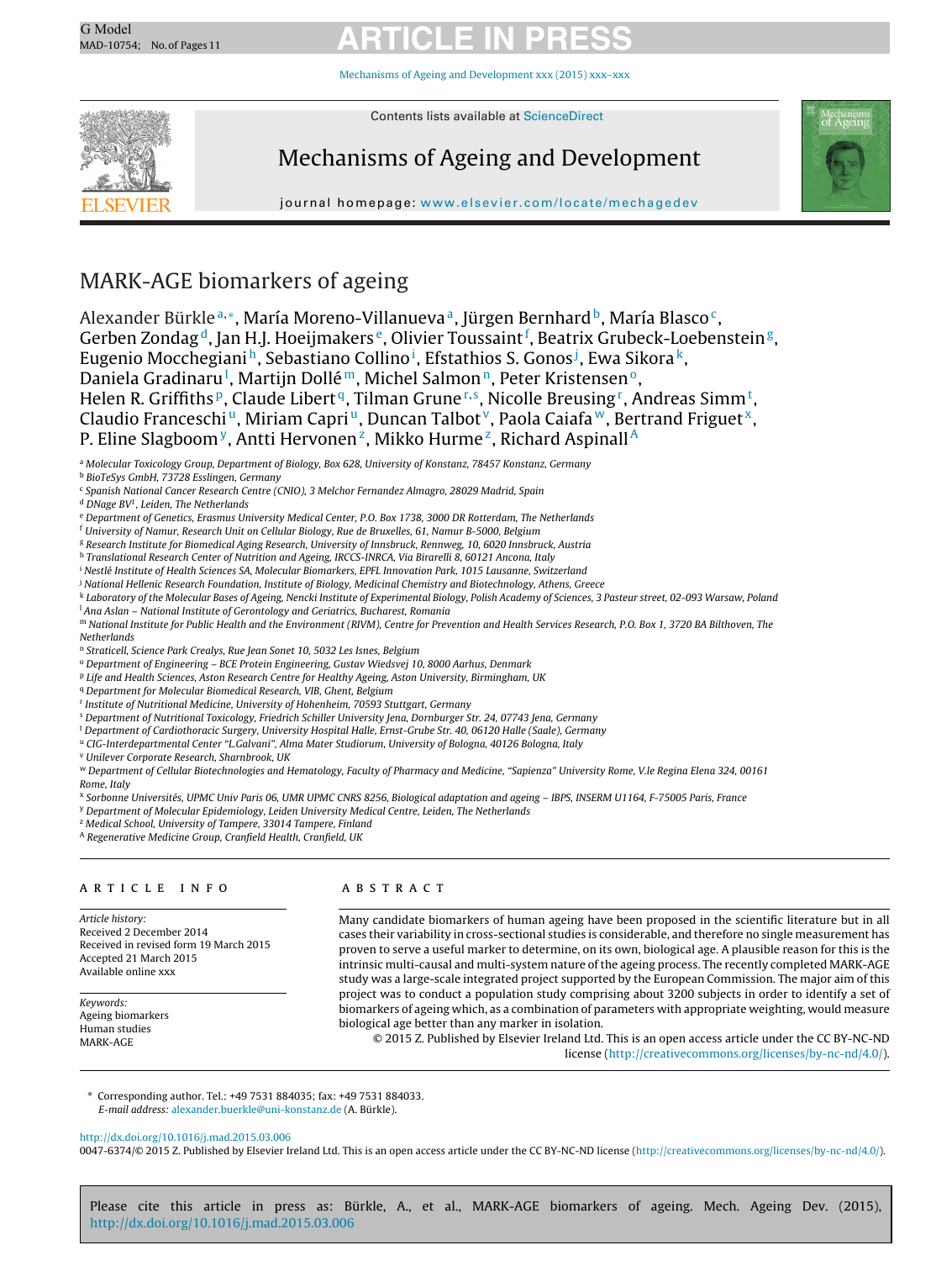# MARK-AGE biomarkers of ageing

Alexander Bürkle[a,*], María Moreno-Villanueva[a], Jürgen Bernhard[b], María Blasco[c], Gerben Zondag[d], Jan H.J. Hoeijmakers[e], Olivier Toussaint[f], Beatrix Grubeck-Loebenstein[g], Eugenio Mocchegiani[h], Sebastiano Collino[i], Efstathios S. Gonos[j], Ewa Sikora[k], Daniela Gradinaru[l], Martijn Dollé[m], Michel Salmon[n], Peter Kristensen[o], Helen R. Griffiths[p], Claude Libert[q], Tilman Grune[r,s], Nicolle Breusing[r], Andreas Simm[t], Claudio Franceschi[u], Miriam Capri[u], Duncan Talbot[v], Paola Caiafa[w], Bertrand Friguet[x], P. Eline Slagboom[y], Antti Hervonen[z], Mikko Hurme[z], Richard Aspinall[A]

[a] *Molecular Toxicology Group, Department of Biology, Box 628, University of Konstanz, 78457 Konstanz, Germany*
[b] *BioTeSys GmbH, 73728 Esslingen, Germany*
[c] *Spanish National Cancer Research Centre (CNIO), 3 Melchor Fernandez Almagro, 28029 Madrid, Spain*
[d] *DNage BV[1], Leiden, The Netherlands*
[e] *Department of Genetics, Erasmus University Medical Center, P.O. Box 1738, 3000 DR Rotterdam, The Netherlands*
[f] *University of Namur, Research Unit on Cellular Biology, Rue de Bruxelles, 61, Namur B-5000, Belgium*
[g] *Research Institute for Biomedical Aging Research, University of Innsbruck, Rennweg, 10, 6020 Innsbruck, Austria*
[h] *Translational Research Center of Nutrition and Ageing, IRCCS-INRCA, Via Birarelli 8, 60121 Ancona, Italy*
[i] *Nestlé Institute of Health Sciences SA, Molecular Biomarkers, EPFL Innovation Park, 1015 Lausanne, Switzerland*
[j] *National Hellenic Research Foundation, Institute of Biology, Medicinal Chemistry and Biotechnology, Athens, Greece*
[k] *Laboratory of the Molecular Bases of Ageing, Nencki Institute of Experimental Biology, Polish Academy of Sciences, 3 Pasteur street, 02-093 Warsaw, Poland*
[l] *Ana Aslan – National Institute of Gerontology and Geriatrics, Bucharest, Romania*
[m] *National Institute for Public Health and the Environment (RIVM), Centre for Prevention and Health Services Research, P.O. Box 1, 3720 BA Bilthoven, The Netherlands*
[n] *Straticell, Science Park Crealys, Rue Jean Sonet 10, 5032 Les Isnes, Belgium*
[o] *Department of Engineering – BCE Protein Engineering, Gustav Wiedsvej 10, 8000 Aarhus, Denmark*
[p] *Life and Health Sciences, Aston Research Centre for Healthy Ageing, Aston University, Birmingham, UK*
[q] *Department for Molecular Biomedical Research, VIB, Ghent, Belgium*
[r] *Institute of Nutritional Medicine, University of Hohenheim, 70593 Stuttgart, Germany*
[s] *Department of Nutritional Toxicology, Friedrich Schiller University Jena, Dornburger Str. 24, 07743 Jena, Germany*
[t] *Department of Cardiothoracic Surgery, University Hospital Halle, Ernst-Grube Str. 40, 06120 Halle (Saale), Germany*
[u] *CIG-Interdepartmental Center "L.Galvani", Alma Mater Studiorum, University of Bologna, 40126 Bologna, Italy*
[v] *Unilever Corporate Research, Sharnbrook, UK*
[w] *Department of Cellular Biotechnologies and Hematology, Faculty of Pharmacy and Medicine, "Sapienza" University Rome, V.le Regina Elena 324, 00161 Rome, Italy*
[x] *Sorbonne Universités, UPMC Univ Paris 06, UMR UPMC CNRS 8256, Biological adaptation and ageing – IBPS, INSERM U1164, F-75005 Paris, France*
[y] *Department of Molecular Epidemiology, Leiden University Medical Centre, Leiden, The Netherlands*
[z] *Medical School, University of Tampere, 33014 Tampere, Finland*
[A] *Regenerative Medicine Group, Cranfield Health, Cranfield, UK*

## ARTICLE INFO

*Article history:*
Received 2 December 2014
Received in revised form 19 March 2015
Accepted 21 March 2015
Available online xxx

*Keywords:*
Ageing biomarkers
Human studies
MARK-AGE

## ABSTRACT

Many candidate biomarkers of human ageing have been proposed in the scientific literature but in all cases their variability in cross-sectional studies is considerable, and therefore no single measurement has proven to serve a useful marker to determine, on its own, biological age. A plausible reason for this is the intrinsic multi-causal and multi-system nature of the ageing process. The recently completed MARK-AGE study was a large-scale integrated project supported by the European Commission. The major aim of this project was to conduct a population study comprising about 3200 subjects in order to identify a set of biomarkers of ageing which, as a combination of parameters with appropriate weighting, would measure biological age better than any marker in isolation.

© 2015 Z. Published by Elsevier Ireland Ltd. This is an open access article under the CC BY-NC-ND license (http://creativecommons.org/licenses/by-nc-nd/4.0/).

\* Corresponding author. Tel.: +49 7531 884035; fax: +49 7531 884033.
*E-mail address:* alexander.buerkle@uni-konstanz.de (A. Bürkle).

http://dx.doi.org/10.1016/j.mad.2015.03.006
0047-6374/© 2015 Z. Published by Elsevier Ireland Ltd. This is an open access article under the CC BY-NC-ND license (http://creativecommons.org/licenses/by-nc-nd/4.0/).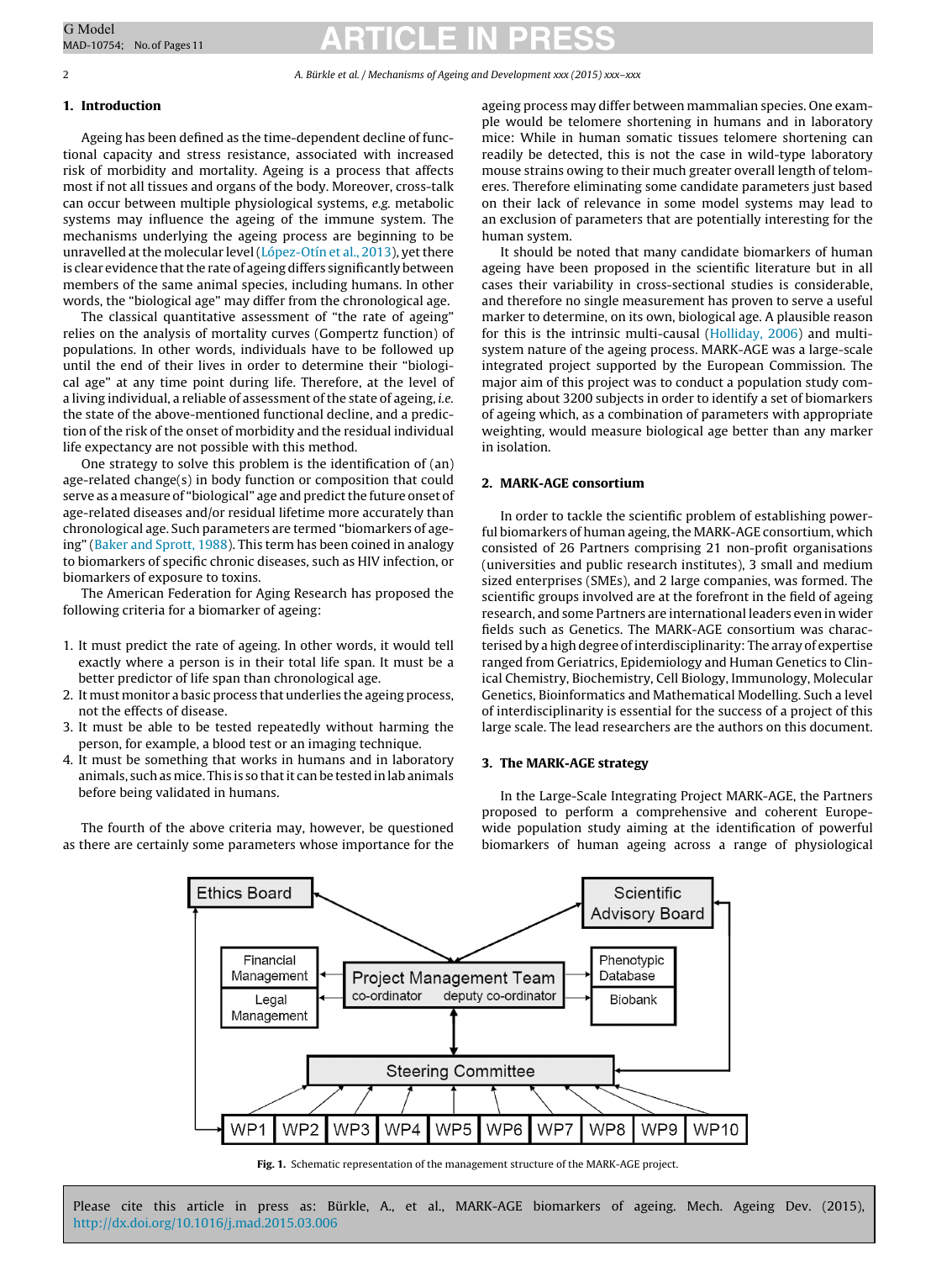## 1. Introduction

Ageing has been defined as the time-dependent decline of functional capacity and stress resistance, associated with increased risk of morbidity and mortality. Ageing is a process that affects most if not all tissues and organs of the body. Moreover, cross-talk can occur between multiple physiological systems, *e.g.* metabolic systems may influence the ageing of the immune system. The mechanisms underlying the ageing process are beginning to be unravelled at the molecular level (López-Otín et al., 2013), yet there is clear evidence that the rate of ageing differs significantly between members of the same animal species, including humans. In other words, the "biological age" may differ from the chronological age.

The classical quantitative assessment of "the rate of ageing" relies on the analysis of mortality curves (Gompertz function) of populations. In other words, individuals have to be followed up until the end of their lives in order to determine their "biological age" at any time point during life. Therefore, at the level of a living individual, a reliable of assessment of the state of ageing, *i.e.* the state of the above-mentioned functional decline, and a prediction of the risk of the onset of morbidity and the residual individual life expectancy are not possible with this method.

One strategy to solve this problem is the identification of (an) age-related change(s) in body function or composition that could serve as a measure of "biological" age and predict the future onset of age-related diseases and/or residual lifetime more accurately than chronological age. Such parameters are termed "biomarkers of ageing" (Baker and Sprott, 1988). This term has been coined in analogy to biomarkers of specific chronic diseases, such as HIV infection, or biomarkers of exposure to toxins.

The American Federation for Aging Research has proposed the following criteria for a biomarker of ageing:

1. It must predict the rate of ageing. In other words, it would tell exactly where a person is in their total life span. It must be a better predictor of life span than chronological age.
2. It must monitor a basic process that underlies the ageing process, not the effects of disease.
3. It must be able to be tested repeatedly without harming the person, for example, a blood test or an imaging technique.
4. It must be something that works in humans and in laboratory animals, such as mice. This is so that it can be tested in lab animals before being validated in humans.

The fourth of the above criteria may, however, be questioned as there are certainly some parameters whose importance for the ageing process may differ between mammalian species. One example would be telomere shortening in humans and in laboratory mice: While in human somatic tissues telomere shortening can readily be detected, this is not the case in wild-type laboratory mouse strains owing to their much greater overall length of telomeres. Therefore eliminating some candidate parameters just based on their lack of relevance in some model systems may lead to an exclusion of parameters that are potentially interesting for the human system.

It should be noted that many candidate biomarkers of human ageing have been proposed in the scientific literature but in all cases their variability in cross-sectional studies is considerable, and therefore no single measurement has proven to serve a useful marker to determine, on its own, biological age. A plausible reason for this is the intrinsic multi-causal (Holliday, 2006) and multi-system nature of the ageing process. MARK-AGE was a large-scale integrated project supported by the European Commission. The major aim of this project was to conduct a population study comprising about 3200 subjects in order to identify a set of biomarkers of ageing which, as a combination of parameters with appropriate weighting, would measure biological age better than any marker in isolation.

## 2. MARK-AGE consortium

In order to tackle the scientific problem of establishing powerful biomarkers of human ageing, the MARK-AGE consortium, which consisted of 26 Partners comprising 21 non-profit organisations (universities and public research institutes), 3 small and medium sized enterprises (SMEs), and 2 large companies, was formed. The scientific groups involved are at the forefront in the field of ageing research, and some Partners are international leaders even in wider fields such as Genetics. The MARK-AGE consortium was characterised by a high degree of interdisciplinarity: The array of expertise ranged from Geriatrics, Epidemiology and Human Genetics to Clinical Chemistry, Biochemistry, Cell Biology, Immunology, Molecular Genetics, Bioinformatics and Mathematical Modelling. Such a level of interdisciplinarity is essential for the success of a project of this large scale. The lead researchers are the authors on this document.

## 3. The MARK-AGE strategy

In the Large-Scale Integrating Project MARK-AGE, the Partners proposed to perform a comprehensive and coherent Europe-wide population study aiming at the identification of powerful biomarkers of human ageing across a range of physiological

Ethics Board | Scientific Advisory Board | Financial Management | Legal Management | Project Management Team (co-ordinator, deputy co-ordinator) | Phenotypic Database | Biobank | Steering Committee | WP1 | WP2 | WP3 | WP4 | WP5 | WP6 | WP7 | WP8 | WP9 | WP10

**Fig. 1.** Schematic representation of the management structure of the MARK-AGE project.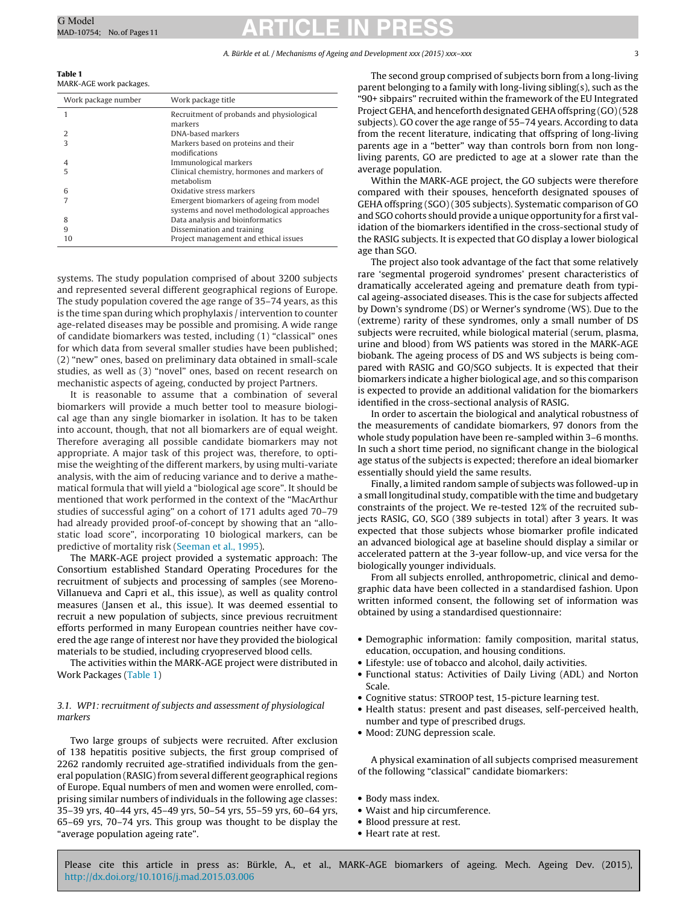**Table 1**
MARK-AGE work packages.

| Work package number | Work package title |
|---|---|
| 1 | Recruitment of probands and physiological markers |
| 2 | DNA-based markers |
| 3 | Markers based on proteins and their modifications |
| 4 | Immunological markers |
| 5 | Clinical chemistry, hormones and markers of metabolism |
| 6 | Oxidative stress markers |
| 7 | Emergent biomarkers of ageing from model systems and novel methodological approaches |
| 8 | Data analysis and bioinformatics |
| 9 | Dissemination and training |
| 10 | Project management and ethical issues |

systems. The study population comprised of about 3200 subjects and represented several different geographical regions of Europe. The study population covered the age range of 35–74 years, as this is the time span during which prophylaxis / intervention to counter age-related diseases may be possible and promising. A wide range of candidate biomarkers was tested, including (1) "classical" ones for which data from several smaller studies have been published; (2) "new" ones, based on preliminary data obtained in small-scale studies, as well as (3) "novel" ones, based on recent research on mechanistic aspects of ageing, conducted by project Partners.

It is reasonable to assume that a combination of several biomarkers will provide a much better tool to measure biological age than any single biomarker in isolation. It has to be taken into account, though, that not all biomarkers are of equal weight. Therefore averaging all possible candidate biomarkers may not appropriate. A major task of this project was, therefore, to optimise the weighting of the different markers, by using multi-variate analysis, with the aim of reducing variance and to derive a mathematical formula that will yield a "biological age score". It should be mentioned that work performed in the context of the "MacArthur studies of successful aging" on a cohort of 171 adults aged 70–79 had already provided proof-of-concept by showing that an "allostatic load score", incorporating 10 biological markers, can be predictive of mortality risk (Seeman et al., 1995).

The MARK-AGE project provided a systematic approach: The Consortium established Standard Operating Procedures for the recruitment of subjects and processing of samples (see Moreno-Villanueva and Capri et al., this issue), as well as quality control measures (Jansen et al., this issue). It was deemed essential to recruit a new population of subjects, since previous recruitment efforts performed in many European countries neither have covered the age range of interest nor have they provided the biological materials to be studied, including cryopreserved blood cells.

The activities within the MARK-AGE project were distributed in Work Packages (Table 1)

### *3.1. WP1: recruitment of subjects and assessment of physiological markers*

Two large groups of subjects were recruited. After exclusion of 138 hepatitis positive subjects, the first group comprised of 2262 randomly recruited age-stratified individuals from the general population (RASIG) from several different geographical regions of Europe. Equal numbers of men and women were enrolled, comprising similar numbers of individuals in the following age classes: 35–39 yrs, 40–44 yrs, 45–49 yrs, 50–54 yrs, 55–59 yrs, 60–64 yrs, 65–69 yrs, 70–74 yrs. This group was thought to be display the "average population ageing rate".

The second group comprised of subjects born from a long-living parent belonging to a family with long-living sibling(s), such as the "90+ sibpairs" recruited within the framework of the EU Integrated Project GEHA, and henceforth designated GEHA offspring (GO) (528 subjects). GO cover the age range of 55–74 years. According to data from the recent literature, indicating that offspring of long-living parents age in a "better" way than controls born from non long-living parents, GO are predicted to age at a slower rate than the average population.

Within the MARK-AGE project, the GO subjects were therefore compared with their spouses, henceforth designated spouses of GEHA offspring (SGO) (305 subjects). Systematic comparison of GO and SGO cohorts should provide a unique opportunity for a first validation of the biomarkers identified in the cross-sectional study of the RASIG subjects. It is expected that GO display a lower biological age than SGO.

The project also took advantage of the fact that some relatively rare 'segmental progeroid syndromes' present characteristics of dramatically accelerated ageing and premature death from typical ageing-associated diseases. This is the case for subjects affected by Down's syndrome (DS) or Werner's syndrome (WS). Due to the (extreme) rarity of these syndromes, only a small number of DS subjects were recruited, while biological material (serum, plasma, urine and blood) from WS patients was stored in the MARK-AGE biobank. The ageing process of DS and WS subjects is being compared with RASIG and GO/SGO subjects. It is expected that their biomarkers indicate a higher biological age, and so this comparison is expected to provide an additional validation for the biomarkers identified in the cross-sectional analysis of RASIG.

In order to ascertain the biological and analytical robustness of the measurements of candidate biomarkers, 97 donors from the whole study population have been re-sampled within 3–6 months. In such a short time period, no significant change in the biological age status of the subjects is expected; therefore an ideal biomarker essentially should yield the same results.

Finally, a limited random sample of subjects was followed-up in a small longitudinal study, compatible with the time and budgetary constraints of the project. We re-tested 12% of the recruited subjects RASIG, GO, SGO (389 subjects in total) after 3 years. It was expected that those subjects whose biomarker profile indicated an advanced biological age at baseline should display a similar or accelerated pattern at the 3-year follow-up, and vice versa for the biologically younger individuals.

From all subjects enrolled, anthropometric, clinical and demographic data have been collected in a standardised fashion. Upon written informed consent, the following set of information was obtained by using a standardised questionnaire:

- Demographic information: family composition, marital status, education, occupation, and housing conditions.
- Lifestyle: use of tobacco and alcohol, daily activities.
- Functional status: Activities of Daily Living (ADL) and Norton Scale.
- Cognitive status: STROOP test, 15-picture learning test.
- Health status: present and past diseases, self-perceived health, number and type of prescribed drugs.
- Mood: ZUNG depression scale.

A physical examination of all subjects comprised measurement of the following "classical" candidate biomarkers:

- Body mass index.
- Waist and hip circumference.
- Blood pressure at rest.
- Heart rate at rest.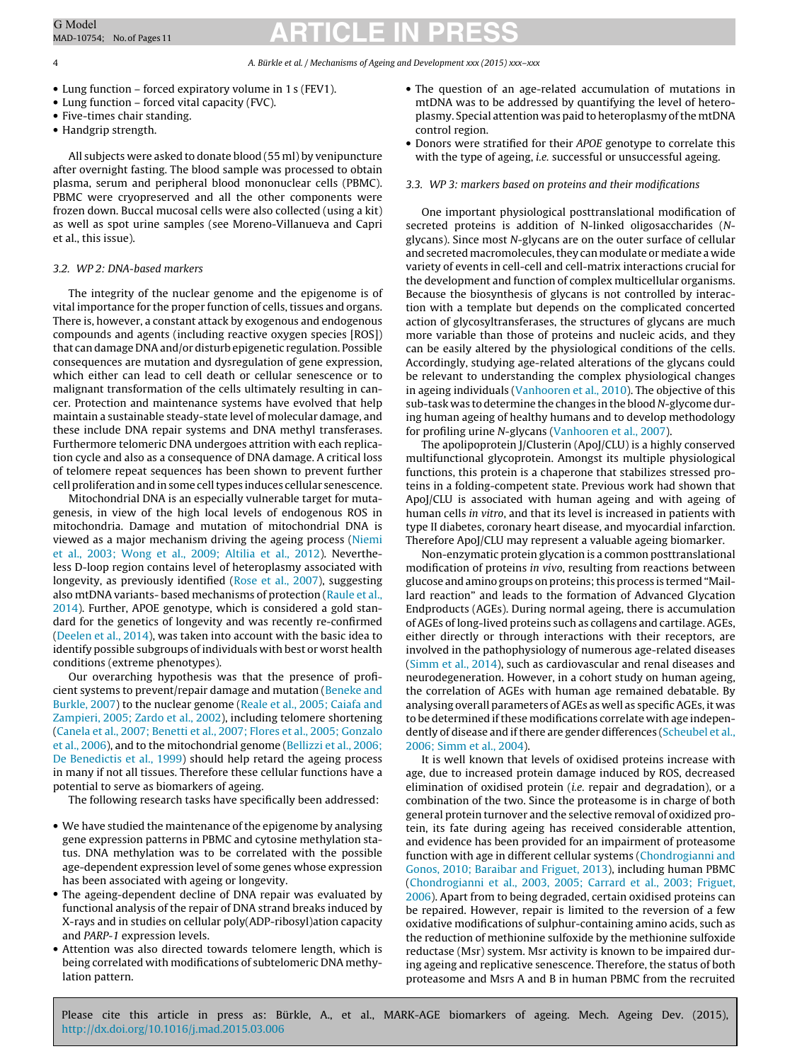- Lung function – forced expiratory volume in 1 s (FEV1).
- Lung function – forced vital capacity (FVC).
- Five-times chair standing.
- Handgrip strength.

All subjects were asked to donate blood (55 ml) by venipuncture after overnight fasting. The blood sample was processed to obtain plasma, serum and peripheral blood mononuclear cells (PBMC). PBMC were cryopreserved and all the other components were frozen down. Buccal mucosal cells were also collected (using a kit) as well as spot urine samples (see Moreno-Villanueva and Capri et al., this issue).

### 3.2. WP 2: DNA-based markers

The integrity of the nuclear genome and the epigenome is of vital importance for the proper function of cells, tissues and organs. There is, however, a constant attack by exogenous and endogenous compounds and agents (including reactive oxygen species [ROS]) that can damage DNA and/or disturb epigenetic regulation. Possible consequences are mutation and dysregulation of gene expression, which either can lead to cell death or cellular senescence or to malignant transformation of the cells ultimately resulting in cancer. Protection and maintenance systems have evolved that help maintain a sustainable steady-state level of molecular damage, and these include DNA repair systems and DNA methyl transferases. Furthermore telomeric DNA undergoes attrition with each replication cycle and also as a consequence of DNA damage. A critical loss of telomere repeat sequences has been shown to prevent further cell proliferation and in some cell types induces cellular senescence.

Mitochondrial DNA is an especially vulnerable target for mutagenesis, in view of the high local levels of endogenous ROS in mitochondria. Damage and mutation of mitochondrial DNA is viewed as a major mechanism driving the ageing process (Niemi et al., 2003; Wong et al., 2009; Altilia et al., 2012). Nevertheless D-loop region contains level of heteroplasmy associated with longevity, as previously identified (Rose et al., 2007), suggesting also mtDNA variants- based mechanisms of protection (Raule et al., 2014). Further, APOE genotype, which is considered a gold standard for the genetics of longevity and was recently re-confirmed (Deelen et al., 2014), was taken into account with the basic idea to identify possible subgroups of individuals with best or worst health conditions (extreme phenotypes).

Our overarching hypothesis was that the presence of proficient systems to prevent/repair damage and mutation (Beneke and Burkle, 2007) to the nuclear genome (Reale et al., 2005; Caiafa and Zampieri, 2005; Zardo et al., 2002), including telomere shortening (Canela et al., 2007; Benetti et al., 2007; Flores et al., 2005; Gonzalo et al., 2006), and to the mitochondrial genome (Bellizzi et al., 2006; De Benedictis et al., 1999) should help retard the ageing process in many if not all tissues. Therefore these cellular functions have a potential to serve as biomarkers of ageing.

The following research tasks have specifically been addressed:

- We have studied the maintenance of the epigenome by analysing gene expression patterns in PBMC and cytosine methylation status. DNA methylation was to be correlated with the possible age-dependent expression level of some genes whose expression has been associated with ageing or longevity.
- The ageing-dependent decline of DNA repair was evaluated by functional analysis of the repair of DNA strand breaks induced by X-rays and in studies on cellular poly(ADP-ribosyl)ation capacity and *PARP-1* expression levels.
- Attention was also directed towards telomere length, which is being correlated with modifications of subtelomeric DNA methylation pattern.
- The question of an age-related accumulation of mutations in mtDNA was to be addressed by quantifying the level of heteroplasmy. Special attention was paid to heteroplasmy of the mtDNA control region.
- Donors were stratified for their *APOE* genotype to correlate this with the type of ageing, *i.e.* successful or unsuccessful ageing.

### 3.3. WP 3: markers based on proteins and their modifications

One important physiological posttranslational modification of secreted proteins is addition of N-linked oligosaccharides (*N*-glycans). Since most *N*-glycans are on the outer surface of cellular and secreted macromolecules, they can modulate or mediate a wide variety of events in cell-cell and cell-matrix interactions crucial for the development and function of complex multicellular organisms. Because the biosynthesis of glycans is not controlled by interaction with a template but depends on the complicated concerted action of glycosyltransferases, the structures of glycans are much more variable than those of proteins and nucleic acids, and they can be easily altered by the physiological conditions of the cells. Accordingly, studying age-related alterations of the glycans could be relevant to understanding the complex physiological changes in ageing individuals (Vanhooren et al., 2010). The objective of this sub-task was to determine the changes in the blood *N*-glycome during human ageing of healthy humans and to develop methodology for profiling urine *N*-glycans (Vanhooren et al., 2007).

The apolipoprotein J/Clusterin (ApoJ/CLU) is a highly conserved multifunctional glycoprotein. Amongst its multiple physiological functions, this protein is a chaperone that stabilizes stressed proteins in a folding-competent state. Previous work had shown that ApoJ/CLU is associated with human ageing and with ageing of human cells *in vitro*, and that its level is increased in patients with type II diabetes, coronary heart disease, and myocardial infarction. Therefore ApoJ/CLU may represent a valuable ageing biomarker.

Non-enzymatic protein glycation is a common posttranslational modification of proteins *in vivo*, resulting from reactions between glucose and amino groups on proteins; this process is termed "Maillard reaction" and leads to the formation of Advanced Glycation Endproducts (AGEs). During normal ageing, there is accumulation of AGEs of long-lived proteins such as collagens and cartilage. AGEs, either directly or through interactions with their receptors, are involved in the pathophysiology of numerous age-related diseases (Simm et al., 2014), such as cardiovascular and renal diseases and neurodegeneration. However, in a cohort study on human ageing, the correlation of AGEs with human age remained debatable. By analysing overall parameters of AGEs as well as specific AGEs, it was to be determined if these modifications correlate with age independently of disease and if there are gender differences (Scheubel et al., 2006; Simm et al., 2004).

It is well known that levels of oxidised proteins increase with age, due to increased protein damage induced by ROS, decreased elimination of oxidised protein (*i.e.* repair and degradation), or a combination of the two. Since the proteasome is in charge of both general protein turnover and the selective removal of oxidized protein, its fate during ageing has received considerable attention, and evidence has been provided for an impairment of proteasome function with age in different cellular systems (Chondrogianni and Gonos, 2010; Baraibar and Friguet, 2013), including human PBMC (Chondrogianni et al., 2003, 2005; Carrard et al., 2003; Friguet, 2006). Apart from being degraded, certain oxidised proteins can be repaired. However, repair is limited to the reversion of a few oxidative modifications of sulphur-containing amino acids, such as the reduction of methionine sulfoxide by the methionine sulfoxide reductase (Msr) system. Msr activity is known to be impaired during ageing and replicative senescence. Therefore, the status of both proteasome and Msrs A and B in human PBMC from the recruited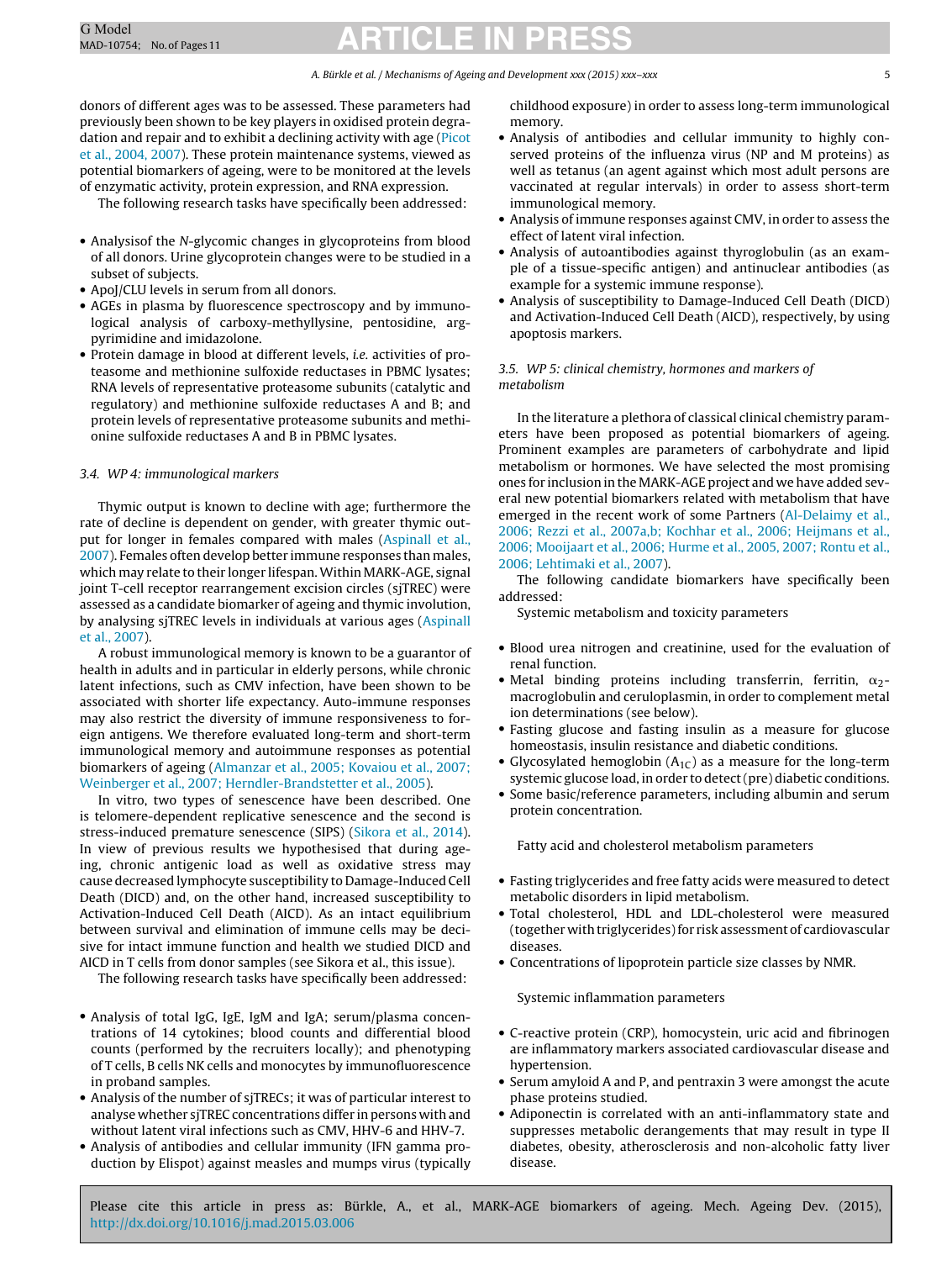donors of different ages was to be assessed. These parameters had previously been shown to be key players in oxidised protein degradation and repair and to exhibit a declining activity with age (Picot et al., 2004, 2007). These protein maintenance systems, viewed as potential biomarkers of ageing, were to be monitored at the levels of enzymatic activity, protein expression, and RNA expression.

The following research tasks have specifically been addressed:

- Analysisof the *N*-glycomic changes in glycoproteins from blood of all donors. Urine glycoprotein changes were to be studied in a subset of subjects.
- ApoJ/CLU levels in serum from all donors.
- AGEs in plasma by fluorescence spectroscopy and by immunological analysis of carboxy-methyllysine, pentosidine, arg-pyrimidine and imidazolone.
- Protein damage in blood at different levels, *i.e.* activities of proteasome and methionine sulfoxide reductases in PBMC lysates; RNA levels of representative proteasome subunits (catalytic and regulatory) and methionine sulfoxide reductases A and B; and protein levels of representative proteasome subunits and methionine sulfoxide reductases A and B in PBMC lysates.

### 3.4. WP 4: immunological markers

Thymic output is known to decline with age; furthermore the rate of decline is dependent on gender, with greater thymic output for longer in females compared with males (Aspinall et al., 2007). Females often develop better immune responses than males, which may relate to their longer lifespan. Within MARK-AGE, signal joint T-cell receptor rearrangement excision circles (sjTREC) were assessed as a candidate biomarker of ageing and thymic involution, by analysing sjTREC levels in individuals at various ages (Aspinall et al., 2007).

A robust immunological memory is known to be a guarantor of health in adults and in particular in elderly persons, while chronic latent infections, such as CMV infection, have been shown to be associated with shorter life expectancy. Auto-immune responses may also restrict the diversity of immune responsiveness to foreign antigens. We therefore evaluated long-term and short-term immunological memory and autoimmune responses as potential biomarkers of ageing (Almanzar et al., 2005; Kovaiou et al., 2007; Weinberger et al., 2007; Herndler-Brandstetter et al., 2005).

In vitro, two types of senescence have been described. One is telomere-dependent replicative senescence and the second is stress-induced premature senescence (SIPS) (Sikora et al., 2014). In view of previous results we hypothesised that during ageing, chronic antigenic load as well as oxidative stress may cause decreased lymphocyte susceptibility to Damage-Induced Cell Death (DICD) and, on the other hand, increased susceptibility to Activation-Induced Cell Death (AICD). As an intact equilibrium between survival and elimination of immune cells may be decisive for intact immune function and health we studied DICD and AICD in T cells from donor samples (see Sikora et al., this issue).

The following research tasks have specifically been addressed:

- Analysis of total IgG, IgE, IgM and IgA; serum/plasma concentrations of 14 cytokines; blood counts and differential blood counts (performed by the recruiters locally); and phenotyping of T cells, B cells NK cells and monocytes by immunofluorescence in proband samples.
- Analysis of the number of sjTRECs; it was of particular interest to analyse whether sjTREC concentrations differ in persons with and without latent viral infections such as CMV, HHV-6 and HHV-7.
- Analysis of antibodies and cellular immunity (IFN gamma production by Elispot) against measles and mumps virus (typically childhood exposure) in order to assess long-term immunological memory.
- Analysis of antibodies and cellular immunity to highly conserved proteins of the influenza virus (NP and M proteins) as well as tetanus (an agent against which most adult persons are vaccinated at regular intervals) in order to assess short-term immunological memory.
- Analysis of immune responses against CMV, in order to assess the effect of latent viral infection.
- Analysis of autoantibodies against thyroglobulin (as an example of a tissue-specific antigen) and antinuclear antibodies (as example for a systemic immune response).
- Analysis of susceptibility to Damage-Induced Cell Death (DICD) and Activation-Induced Cell Death (AICD), respectively, by using apoptosis markers.

### 3.5. WP 5: clinical chemistry, hormones and markers of metabolism

In the literature a plethora of classical clinical chemistry parameters have been proposed as potential biomarkers of ageing. Prominent examples are parameters of carbohydrate and lipid metabolism or hormones. We have selected the most promising ones for inclusion in the MARK-AGE project and we have added several new potential biomarkers related with metabolism that have emerged in the recent work of some Partners (Al-Delaimy et al., 2006; Rezzi et al., 2007a,b; Kochhar et al., 2006; Heijmans et al., 2006; Mooijaart et al., 2006; Hurme et al., 2005, 2007; Rontu et al., 2006; Lehtimaki et al., 2007).

The following candidate biomarkers have specifically been addressed:

Systemic metabolism and toxicity parameters

- Blood urea nitrogen and creatinine, used for the evaluation of renal function.
- Metal binding proteins including transferrin, ferritin, $\alpha_2$-macroglobulin and ceruloplasmin, in order to complement metal ion determinations (see below).
- Fasting glucose and fasting insulin as a measure for glucose homeostasis, insulin resistance and diabetic conditions.
- Glycosylated hemoglobin ($A_{1C}$) as a measure for the long-term systemic glucose load, in order to detect (pre) diabetic conditions.
- Some basic/reference parameters, including albumin and serum protein concentration.

Fatty acid and cholesterol metabolism parameters

- Fasting triglycerides and free fatty acids were measured to detect metabolic disorders in lipid metabolism.
- Total cholesterol, HDL and LDL-cholesterol were measured (together with triglycerides) for risk assessment of cardiovascular diseases.
- Concentrations of lipoprotein particle size classes by NMR.

Systemic inflammation parameters

- C-reactive protein (CRP), homocystein, uric acid and fibrinogen are inflammatory markers associated cardiovascular disease and hypertension.
- Serum amyloid A and P, and pentraxin 3 were amongst the acute phase proteins studied.
- Adiponectin is correlated with an anti-inflammatory state and suppresses metabolic derangements that may result in type II diabetes, obesity, atherosclerosis and non-alcoholic fatty liver disease.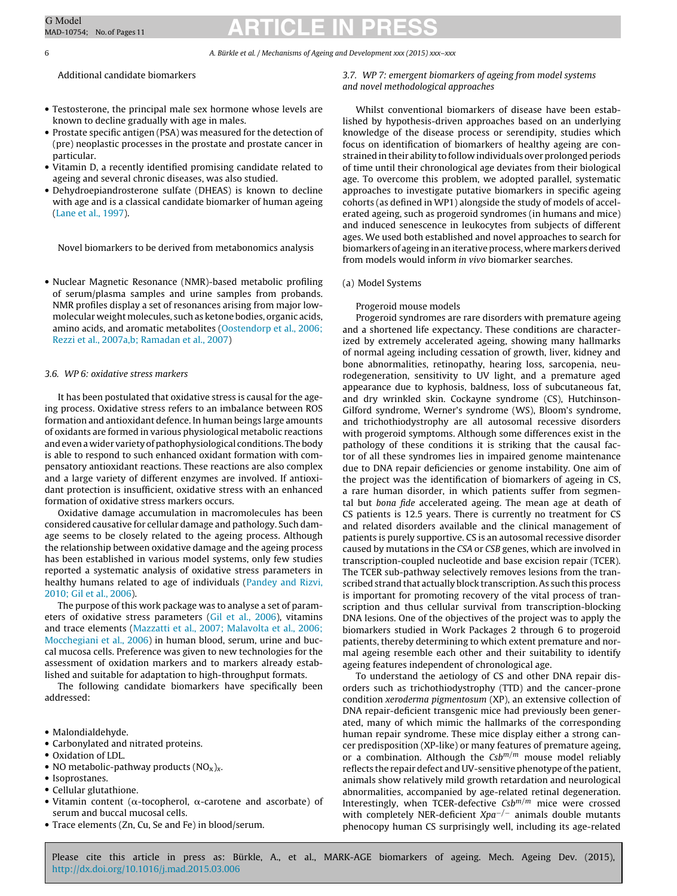Additional candidate biomarkers

- Testosterone, the principal male sex hormone whose levels are known to decline gradually with age in males.
- Prostate specific antigen (PSA) was measured for the detection of (pre) neoplastic processes in the prostate and prostate cancer in particular.
- Vitamin D, a recently identified promising candidate related to ageing and several chronic diseases, was also studied.
- Dehydroepiandrosterone sulfate (DHEAS) is known to decline with age and is a classical candidate biomarker of human ageing (Lane et al., 1997).

Novel biomarkers to be derived from metabonomics analysis

- Nuclear Magnetic Resonance (NMR)-based metabolic profiling of serum/plasma samples and urine samples from probands. NMR profiles display a set of resonances arising from major low-molecular weight molecules, such as ketone bodies, organic acids, amino acids, and aromatic metabolites (Oostendorp et al., 2006; Rezzi et al., 2007a,b; Ramadan et al., 2007)

### 3.6. WP 6: oxidative stress markers

It has been postulated that oxidative stress is causal for the ageing process. Oxidative stress refers to an imbalance between ROS formation and antioxidant defence. In human beings large amounts of oxidants are formed in various physiological metabolic reactions and even a wider variety of pathophysiological conditions. The body is able to respond to such enhanced oxidant formation with compensatory antioxidant reactions. These reactions are also complex and a large variety of different enzymes are involved. If antioxidant protection is insufficient, oxidative stress with an enhanced formation of oxidative stress markers occurs.

Oxidative damage accumulation in macromolecules has been considered causative for cellular damage and pathology. Such damage seems to be closely related to the ageing process. Although the relationship between oxidative damage and the ageing process has been established in various model systems, only few studies reported a systematic analysis of oxidative stress parameters in healthy humans related to age of individuals (Pandey and Rizvi, 2010; Gil et al., 2006).

The purpose of this work package was to analyse a set of parameters of oxidative stress parameters (Gil et al., 2006), vitamins and trace elements (Mazzatti et al., 2007; Malavolta et al., 2006; Mocchegiani et al., 2006) in human blood, serum, urine and buccal mucosa cells. Preference was given to new technologies for the assessment of oxidation markers and to markers already established and suitable for adaptation to high-throughput formats.

The following candidate biomarkers have specifically been addressed:

- Malondialdehyde.
- Carbonylated and nitrated proteins.
- Oxidation of LDL.
- NO metabolic-pathway products $(NO_x)_x$.
- Isoprostanes.
- Cellular glutathione.
- Vitamin content (α-tocopherol, α-carotene and ascorbate) of serum and buccal mucosal cells.
- Trace elements (Zn, Cu, Se and Fe) in blood/serum.

### 3.7. WP 7: emergent biomarkers of ageing from model systems and novel methodological approaches

Whilst conventional biomarkers of disease have been established by hypothesis-driven approaches based on an underlying knowledge of the disease process or serendipity, studies which focus on identification of biomarkers of healthy ageing are constrained in their ability to follow individuals over prolonged periods of time until their chronological age deviates from their biological age. To overcome this problem, we adopted parallel, systematic approaches to investigate putative biomarkers in specific ageing cohorts (as defined in WP1) alongside the study of models of accelerated ageing, such as progeroid syndromes (in humans and mice) and induced senescence in leukocytes from subjects of different ages. We used both established and novel approaches to search for biomarkers of ageing in an iterative process, where markers derived from models would inform *in vivo* biomarker searches.

(a) Model Systems

Progeroid mouse models

Progeroid syndromes are rare disorders with premature ageing and a shortened life expectancy. These conditions are characterized by extremely accelerated ageing, showing many hallmarks of normal ageing including cessation of growth, liver, kidney and bone abnormalities, retinopathy, hearing loss, sarcopenia, neurodegeneration, sensitivity to UV light, and a premature aged appearance due to kyphosis, baldness, loss of subcutaneous fat, and dry wrinkled skin. Cockayne syndrome (CS), Hutchinson-Gilford syndrome, Werner's syndrome (WS), Bloom's syndrome, and trichothiodystrophy are all autosomal recessive disorders with progeroid symptoms. Although some differences exist in the pathology of these conditions it is striking that the causal factor of all these syndromes lies in impaired genome maintenance due to DNA repair deficiencies or genome instability. One aim of the project was the identification of biomarkers of ageing in CS, a rare human disorder, in which patients suffer from segmental but *bona fide* accelerated ageing. The mean age at death of CS patients is 12.5 years. There is currently no treatment for CS and related disorders available and the clinical management of patients is purely supportive. CS is an autosomal recessive disorder caused by mutations in the *CSA* or *CSB* genes, which are involved in transcription-coupled nucleotide and base excision repair (TCER). The TCER sub-pathway selectively removes lesions from the transcribed strand that actually block transcription. As such this process is important for promoting recovery of the vital process of transcription and thus cellular survival from transcription-blocking DNA lesions. One of the objectives of the project was to apply the biomarkers studied in Work Packages 2 through 6 to progeroid patients, thereby determining to which extent premature and normal ageing resemble each other and their suitability to identify ageing features independent of chronological age.

To understand the aetiology of CS and other DNA repair disorders such as trichothiodystrophy (TTD) and the cancer-prone condition *xeroderma pigmentosum* (XP), an extensive collection of DNA repair-deficient transgenic mice had previously been generated, many of which mimic the hallmarks of the corresponding human repair syndrome. These mice display either a strong cancer predisposition (XP-like) or many features of premature ageing, or a combination. Although the $Csb^{m/m}$ mouse model reliably reflects the repair defect and UV-sensitive phenotype of the patient, animals show relatively mild growth retardation and neurological abnormalities, accompanied by age-related retinal degeneration. Interestingly, when TCER-defective $Csb^{m/m}$ mice were crossed with completely NER-deficient $Xpa^{-/-}$ animals double mutants phenocopy human CS surprisingly well, including its age-related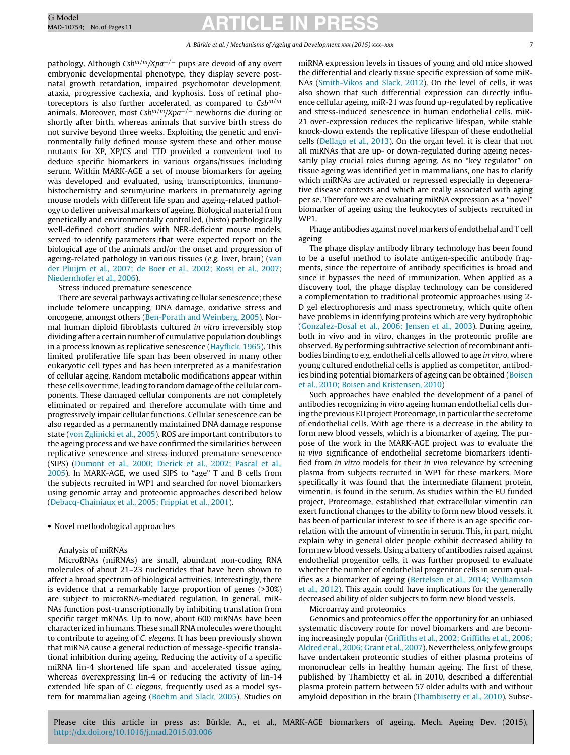pathology. Although $Csb^{m/m}/Xpa^{-/-}$ pups are devoid of any overt embryonic developmental phenotype, they display severe post-natal growth retardation, impaired psychomotor development, ataxia, progressive cachexia, and kyphosis. Loss of retinal photoreceptors is also further accelerated, as compared to $Csb^{m/m}$ animals. Moreover, most $Csb^{m/m}/Xpa^{-/-}$ newborns die during or shortly after birth, whereas animals that survive birth stress do not survive beyond three weeks. Exploiting the genetic and environmentally fully defined mouse system these and other mouse mutants for XP, XP/CS and TTD provided a convenient tool to deduce specific biomarkers in various organs/tissues including serum. Within MARK-AGE a set of mouse biomarkers for ageing was developed and evaluated, using transcriptomics, immunohistochemistry and serum/urine markers in prematurely ageing mouse models with different life span and ageing-related pathology to deliver universal markers of ageing. Biological material from genetically and environmentally controlled, (histo) pathologically well-defined cohort studies with NER-deficient mouse models, served to identify parameters that were expected report on the biological age of the animals and/or the onset and progression of ageing-related pathology in various tissues (*e.g.* liver, brain) (van der Pluijm et al., 2007; de Boer et al., 2002; Rossi et al., 2007; Niedernhofer et al., 2006).

Stress induced premature senescence

There are several pathways activating cellular senescence; these include telomere uncapping, DNA damage, oxidative stress and oncogene, amongst others (Ben-Porath and Weinberg, 2005). Normal human diploid fibroblasts cultured *in vitro* irreversibly stop dividing after a certain number of cumulative population doublings in a process known as replicative senescence (Hayflick, 1965). This limited proliferative life span has been observed in many other eukaryotic cell types and has been interpreted as a manifestation of cellular ageing. Random metabolic modifications appear within these cells over time, leading to random damage of the cellular components. These damaged cellular components are not completely eliminated or repaired and therefore accumulate with time and progressively impair cellular functions. Cellular senescence can be also regarded as a permanently maintained DNA damage response state (von Zglinicki et al., 2005). ROS are important contributors to the ageing process and we have confirmed the similarities between replicative senescence and stress induced premature senescence (SIPS) (Dumont et al., 2000; Dierick et al., 2002; Pascal et al., 2005). In MARK-AGE, we used SIPS to "age" T and B cells from the subjects recruited in WP1 and searched for novel biomarkers using genomic array and proteomic approaches described below (Debacq-Chainiaux et al., 2005; Frippiat et al., 2001).

- Novel methodological approaches

Analysis of miRNAs

MicroRNAs (miRNAs) are small, abundant non-coding RNA molecules of about 21–23 nucleotides that have been shown to affect a broad spectrum of biological activities. Interestingly, there is evidence that a remarkably large proportion of genes (>30%) are subject to microRNA-mediated regulation. In general, miRNAs function post-transcriptionally by inhibiting translation from specific target mRNAs. Up to now, about 600 miRNAs have been characterized in humans. These small RNA molecules were thought to contribute to ageing of *C. elegans*. It has been previously shown that miRNA cause a general reduction of message-specific translational inhibition during ageing. Reducing the activity of a specific miRNA lin-4 shortened life span and accelerated tissue aging, whereas overexpressing lin-4 or reducing the activity of lin-14 extended life span of *C. elegans*, frequently used as a model system for mammalian ageing (Boehm and Slack, 2005). Studies on miRNA expression levels in tissues of young and old mice showed the differential and clearly tissue specific expression of some miRNAs (Smith-Vikos and Slack, 2012). On the level of cells, it was also shown that such differential expression can directly influence cellular ageing. miR-21 was found up-regulated by replicative and stress-induced senescence in human endothelial cells. miR-21 over-expression reduces the replicative lifespan, while stable knock-down extends the replicative lifespan of these endothelial cells (Dellago et al., 2013). On the organ level, it is clear that not all miRNAs that are up- or down-regulated during ageing necessarily play crucial roles during ageing. As no "key regulator" on tissue ageing was identified yet in mammalians, one has to clarify which miRNAs are activated or repressed especially in degenerative disease contexts and which are really associated with aging per se. Therefore we are evaluating miRNA expression as a "novel" biomarker of ageing using the leukocytes of subjects recruited in WP1.

Phage antibodies against novel markers of endothelial and T cell ageing

The phage display antibody library technology has been found to be a useful method to isolate antigen-specific antibody fragments, since the repertoire of antibody specificities is broad and since it bypasses the need of immunization. When applied as a discovery tool, the phage display technology can be considered a complementation to traditional proteomic approaches using 2-D gel electrophoresis and mass spectrometry, which quite often have problems in identifying proteins which are very hydrophobic (Gonzalez-Dosal et al., 2006; Jensen et al., 2003). During ageing, both in vivo and in vitro, changes in the proteomic profile are observed. By performing subtractive selection of recombinant antibodies binding to e.g. endothelial cells allowed to age *in vitro*, where young cultured endothelial cells is applied as competitor, antibodies binding potential biomarkers of ageing can be obtained (Boisen et al., 2010; Boisen and Kristensen, 2010)

Such approaches have enabled the development of a panel of antibodies recognizing *in vitro* ageing human endothelial cells during the previous EU project Proteomage, in particular the secretome of endothelial cells. With age there is a decrease in the ability to form new blood vessels, which is a biomarker of ageing. The purpose of the work in the MARK-AGE project was to evaluate the *in vivo* significance of endothelial senescence biomarkers identified from *in vitro* models for their *in vivo* relevance by screening plasma from subjects recruited in WP1 for these markers. More specifically it was found that the intermediate filament protein, vimentin, is found in the serum. As studies within the EU funded project, Proteomage, established that extracellular vimentin can exert functional changes to the ability to form new blood vessels, it has been of particular interest to see if there is an age specific correlation with the amount of vimentin in serum. This, in part, might explain why in general older people exhibit decreased ability to form new blood vessels. Using a battery of antibodies raised against endothelial progenitor cells, it was further proposed to evaluate whether the number of endothelial progenitor cells in serum qualifies as a biomarker of ageing (Bertelsen et al., 2014; Williamson et al., 2012). This again could have implications for the generally decreased ability of older subjects to form new blood vessels.

Microarray and proteomics

Genomics and proteomics offer the opportunity for an unbiased systematic discovery route for novel biomarkers and are becoming increasingly popular (Griffiths et al., 2002; Griffiths et al., 2006; Aldred et al., 2006; Grant et al., 2007). Nevertheless, only few groups have undertaken proteomic studies of either plasma proteins of mononuclear cells in healthy human ageing. The first of these, published by Thambietty et al. in 2010, described a differential plasma protein pattern between 57 older adults with and without amyloid deposition in the brain (Thambisetty et al., 2010). Subse-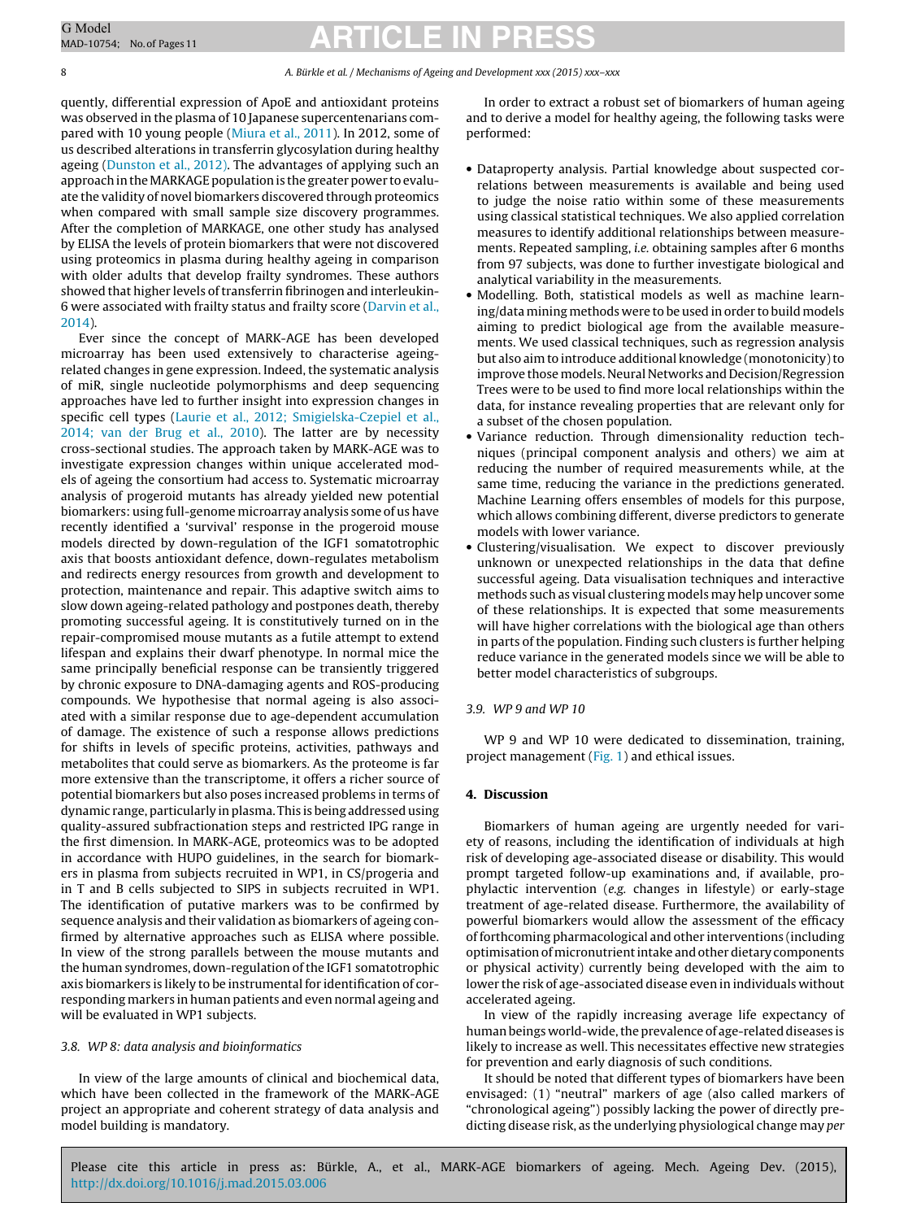quently, differential expression of ApoE and antioxidant proteins was observed in the plasma of 10 Japanese supercentenarians compared with 10 young people (Miura et al., 2011). In 2012, some of us described alterations in transferrin glycosylation during healthy ageing (Dunston et al., 2012). The advantages of applying such an approach in the MARKAGE population is the greater power to evaluate the validity of novel biomarkers discovered through proteomics when compared with small sample size discovery programmes. After the completion of MARKAGE, one other study has analysed by ELISA the levels of protein biomarkers that were not discovered using proteomics in plasma during healthy ageing in comparison with older adults that develop frailty syndromes. These authors showed that higher levels of transferrin fibrinogen and interleukin-6 were associated with frailty status and frailty score (Darvin et al., 2014).

Ever since the concept of MARK-AGE has been developed microarray has been used extensively to characterise ageing-related changes in gene expression. Indeed, the systematic analysis of miR, single nucleotide polymorphisms and deep sequencing approaches have led to further insight into expression changes in specific cell types (Laurie et al., 2012; Smigielska-Czepiel et al., 2014; van der Brug et al., 2010). The latter are by necessity cross-sectional studies. The approach taken by MARK-AGE was to investigate expression changes within unique accelerated models of ageing the consortium had access to. Systematic microarray analysis of progeroid mutants has already yielded new potential biomarkers: using full-genome microarray analysis some of us have recently identified a 'survival' response in the progeroid mouse models directed by down-regulation of the IGF1 somatotrophic axis that boosts antioxidant defence, down-regulates metabolism and redirects energy resources from growth and development to protection, maintenance and repair. This adaptive switch aims to slow down ageing-related pathology and postpones death, thereby promoting successful ageing. It is constitutively turned on in the repair-compromised mouse mutants as a futile attempt to extend lifespan and explains their dwarf phenotype. In normal mice the same principally beneficial response can be transiently triggered by chronic exposure to DNA-damaging agents and ROS-producing compounds. We hypothesise that normal ageing is also associated with a similar response due to age-dependent accumulation of damage. The existence of such a response allows predictions for shifts in levels of specific proteins, activities, pathways and metabolites that could serve as biomarkers. As the proteome is far more extensive than the transcriptome, it offers a richer source of potential biomarkers but also poses increased problems in terms of dynamic range, particularly in plasma. This is being addressed using quality-assured subfractionation steps and restricted IPG range in the first dimension. In MARK-AGE, proteomics was to be adopted in accordance with HUPO guidelines, in the search for biomarkers in plasma from subjects recruited in WP1, in CS/progeria and in T and B cells subjected to SIPS in subjects recruited in WP1. The identification of putative markers was to be confirmed by sequence analysis and their validation as biomarkers of ageing confirmed by alternative approaches such as ELISA where possible. In view of the strong parallels between the mouse mutants and the human syndromes, down-regulation of the IGF1 somatotrophic axis biomarkers is likely to be instrumental for identification of corresponding markers in human patients and even normal ageing and will be evaluated in WP1 subjects.

### 3.8. WP 8: data analysis and bioinformatics

In view of the large amounts of clinical and biochemical data, which have been collected in the framework of the MARK-AGE project an appropriate and coherent strategy of data analysis and model building is mandatory.

In order to extract a robust set of biomarkers of human ageing and to derive a model for healthy ageing, the following tasks were performed:

- Dataproperty analysis. Partial knowledge about suspected correlations between measurements is available and being used to judge the noise ratio within some of these measurements using classical statistical techniques. We also applied correlation measures to identify additional relationships between measurements. Repeated sampling, *i.e.* obtaining samples after 6 months from 97 subjects, was done to further investigate biological and analytical variability in the measurements.
- Modelling. Both, statistical models as well as machine learning/data mining methods were to be used in order to build models aiming to predict biological age from the available measurements. We used classical techniques, such as regression analysis but also aim to introduce additional knowledge (monotonicity) to improve those models. Neural Networks and Decision/Regression Trees were to be used to find more local relationships within the data, for instance revealing properties that are relevant only for a subset of the chosen population.
- Variance reduction. Through dimensionality reduction techniques (principal component analysis and others) we aim at reducing the number of required measurements while, at the same time, reducing the variance in the predictions generated. Machine Learning offers ensembles of models for this purpose, which allows combining different, diverse predictors to generate models with lower variance.
- Clustering/visualisation. We expect to discover previously unknown or unexpected relationships in the data that define successful ageing. Data visualisation techniques and interactive methods such as visual clustering models may help uncover some of these relationships. It is expected that some measurements will have higher correlations with the biological age than others in parts of the population. Finding such clusters is further helping reduce variance in the generated models since we will be able to better model characteristics of subgroups.

### 3.9. WP 9 and WP 10

WP 9 and WP 10 were dedicated to dissemination, training, project management (Fig. 1) and ethical issues.

## 4. Discussion

Biomarkers of human ageing are urgently needed for variety of reasons, including the identification of individuals at high risk of developing age-associated disease or disability. This would prompt targeted follow-up examinations and, if available, prophylactic intervention (*e.g.* changes in lifestyle) or early-stage treatment of age-related disease. Furthermore, the availability of powerful biomarkers would allow the assessment of the efficacy of forthcoming pharmacological and other interventions (including optimisation of micronutrient intake and other dietary components or physical activity) currently being developed with the aim to lower the risk of age-associated disease even in individuals without accelerated ageing.

In view of the rapidly increasing average life expectancy of human beings world-wide, the prevalence of age-related diseases is likely to increase as well. This necessitates effective new strategies for prevention and early diagnosis of such conditions.

It should be noted that different types of biomarkers have been envisaged: (1) "neutral" markers of age (also called markers of "chronological ageing") possibly lacking the power of directly predicting disease risk, as the underlying physiological change may *per*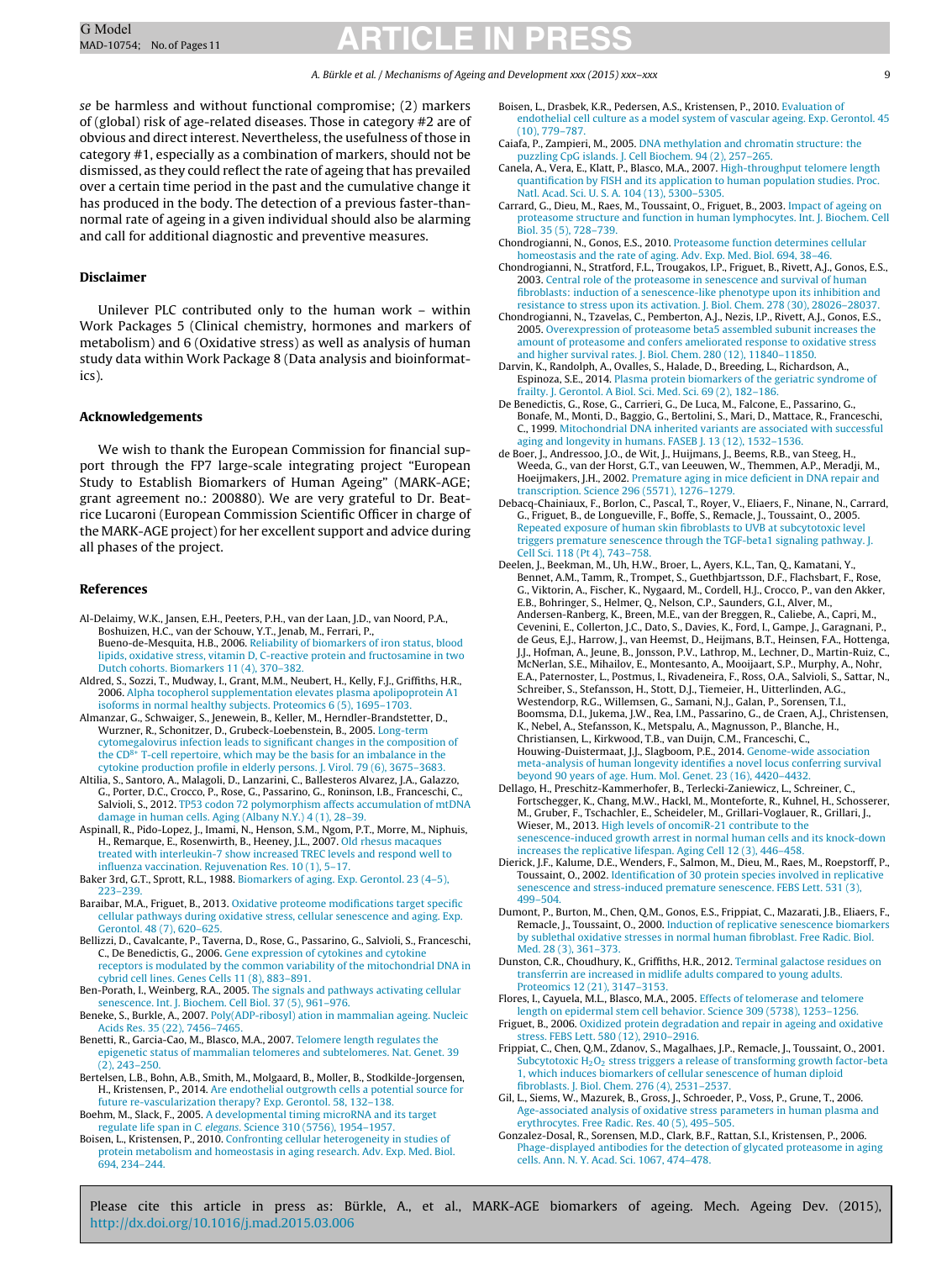*se* be harmless and without functional compromise; (2) markers of (global) risk of age-related diseases. Those in category #2 are of obvious and direct interest. Nevertheless, the usefulness of those in category #1, especially as a combination of markers, should not be dismissed, as they could reflect the rate of ageing that has prevailed over a certain time period in the past and the cumulative change it has produced in the body. The detection of a previous faster-than-normal rate of ageing in a given individual should also be alarming and call for additional diagnostic and preventive measures.

## Disclaimer

Unilever PLC contributed only to the human work – within Work Packages 5 (Clinical chemistry, hormones and markers of metabolism) and 6 (Oxidative stress) as well as analysis of human study data within Work Package 8 (Data analysis and bioinformatics).

## Acknowledgements

We wish to thank the European Commission for financial support through the FP7 large-scale integrating project "European Study to Establish Biomarkers of Human Ageing" (MARK-AGE; grant agreement no.: 200880). We are very grateful to Dr. Beatrice Lucaroni (European Commission Scientific Officer in charge of the MARK-AGE project) for her excellent support and advice during all phases of the project.

## References

Al-Delaimy, W.K., Jansen, E.H., Peeters, P.H., van der Laan, J.D., van Noord, P.A., Boshuizen, H.C., van der Schouw, Y.T., Jenab, M., Ferrari, P., Bueno-de-Mesquita, H.B., 2006. Reliability of biomarkers of iron status, blood lipids, oxidative stress, vitamin D, C-reactive protein and fructosamine in two Dutch cohorts. Biomarkers 11 (4), 370–382.

Aldred, S., Sozzi, T., Mudway, I., Grant, M.M., Neubert, H., Kelly, F.J., Griffiths, H.R., 2006. Alpha tocopherol supplementation elevates plasma apolipoprotein A1 isoforms in normal healthy subjects. Proteomics 6 (5), 1695–1703.

Almanzar, G., Schwaiger, S., Jenewein, B., Keller, M., Herndler-Brandstetter, D., Wurzner, R., Schonitzer, D., Grubeck-Loebenstein, B., 2005. Long-term cytomegalovirus infection leads to significant changes in the composition of the CD8+ T-cell repertoire, which may be the basis for an imbalance in the cytokine production profile in elderly persons. J. Virol. 79 (6), 3675–3683.

Altilia, S., Santoro, A., Malagoli, D., Lanzarini, C., Ballesteros Alvarez, J.A., Galazzo, G., Porter, D.C., Crocco, P., Rose, G., Passarino, G., Roninson, I.B., Franceschi, C., Salvioli, S., 2012. TP53 codon 72 polymorphism affects accumulation of mtDNA damage in human cells. Aging (Albany N.Y.) 4 (1), 28–39.

Aspinall, R., Pido-Lopez, J., Imami, N., Henson, S.M., Ngom, P.T., Morre, M., Niphuis, H., Remarque, E., Rosenwirth, B., Heeney, J.L., 2007. Old rhesus macaques treated with interleukin-7 show increased TREC levels and respond well to influenza vaccination. Rejuvenation Res. 10 (1), 5–17.

Baker 3rd, G.T., Sprott, R.L., 1988. Biomarkers of aging. Exp. Gerontol. 23 (4–5), 223–239.

Baraibar, M.A., Friguet, B., 2013. Oxidative proteome modifications target specific cellular pathways during oxidative stress, cellular senescence and aging. Exp. Gerontol. 48 (7), 620–625.

Bellizzi, D., Cavalcante, P., Taverna, D., Rose, G., Passarino, G., Salvioli, S., Franceschi, C., De Benedictis, G., 2006. Gene expression of cytokines and cytokine receptors is modulated by the common variability of the mitochondrial DNA in cybrid cell lines. Genes Cells 11 (8), 883–891.

Ben-Porath, I., Weinberg, R.A., 2005. The signals and pathways activating cellular senescence. Int. J. Biochem. Cell Biol. 37 (5), 961–976.

Beneke, S., Burkle, A., 2007. Poly(ADP-ribosyl) ation in mammalian ageing. Nucleic Acids Res. 35 (22), 7456–7465.

Benetti, R., Garcia-Cao, M., Blasco, M.A., 2007. Telomere length regulates the epigenetic status of mammalian telomeres and subtelomeres. Nat. Genet. 39 (2), 243–250.

Bertelsen, L.B., Bohn, A.B., Smith, M., Molgaard, B., Moller, B., Stodkilde-Jorgensen, H., Kristensen, P., 2014. Are endothelial outgrowth cells a potential source for future re-vascularization therapy? Exp. Gerontol. 58, 132–138.

Boehm, M., Slack, F., 2005. A developmental timing microRNA and its target regulate life span in *C. elegans*. Science 310 (5756), 1954–1957.

Boisen, L., Kristensen, P., 2010. Confronting cellular heterogeneity in studies of protein metabolism and homeostasis in aging research. Adv. Exp. Med. Biol. 694, 234–244.

Boisen, L., Drasbek, K.R., Pedersen, A.S., Kristensen, P., 2010. Evaluation of endothelial cell culture as a model system of vascular ageing. Exp. Gerontol. 45 (10), 779–787.

Caiafa, P., Zampieri, M., 2005. DNA methylation and chromatin structure: the puzzling CpG islands. J. Cell Biochem. 94 (2), 257–265.

Canela, A., Vera, E., Klatt, P., Blasco, M.A., 2007. High-throughput telomere length quantification by FISH and its application to human population studies. Proc. Natl. Acad. Sci. U. S. A. 104 (13), 5300–5305.

Carrard, G., Dieu, M., Raes, M., Toussaint, O., Friguet, B., 2003. Impact of ageing on proteasome structure and function in human lymphocytes. Int. J. Biochem. Cell Biol. 35 (5), 728–739.

Chondrogianni, N., Gonos, E.S., 2010. Proteasome function determines cellular homeostasis and the rate of aging. Adv. Exp. Med. Biol. 694, 38–46.

Chondrogianni, N., Stratford, F.L., Trougakos, I.P., Friguet, B., Rivett, A.J., Gonos, E.S., 2003. Central role of the proteasome in senescence and survival of human fibroblasts: induction of a senescence-like phenotype upon its inhibition and resistance to stress upon its activation. J. Biol. Chem. 278 (30), 28026–28037.

Chondrogianni, N., Tzavelas, C., Pemberton, A.J., Nezis, I.P., Rivett, A.J., Gonos, E.S., 2005. Overexpression of proteasome beta5 assembled subunit increases the amount of proteasome and confers ameliorated response to oxidative stress and higher survival rates. J. Biol. Chem. 280 (12), 11840–11850.

Darvin, K., Randolph, A., Ovalles, S., Halade, D., Breeding, L., Richardson, A., Espinoza, S.E., 2014. Plasma protein biomarkers of the geriatric syndrome of frailty. J. Gerontol. A Biol. Sci. Med. Sci. 69 (2), 182–186.

De Benedictis, G., Rose, G., Carrieri, G., De Luca, M., Falcone, E., Passarino, G., Bonafe, M., Monti, D., Baggio, G., Bertolini, S., Mari, D., Mattace, R., Franceschi, C., 1999. Mitochondrial DNA inherited variants are associated with successful aging and longevity in humans. FASEB J. 13 (12), 1532–1536.

de Boer, J., Andressoo, J.O., de Wit, J., Huijmans, J., Beems, R.B., van Steeg, H., Weeda, G., van der Horst, G.T., van Leeuwen, W., Themmen, A.P., Meradji, M., Hoeijmakers, J.H., 2002. Premature aging in mice deficient in DNA repair and transcription. Science 296 (5571), 1276–1279.

Debacq-Chainiaux, F., Borlon, C., Pascal, T., Royer, V., Eliaers, F., Ninane, N., Carrard, G., Friguet, B., de Longueville, F., Boffe, S., Remacle, J., Toussaint, O., 2005. Repeated exposure of human skin fibroblasts to UVB at subcytotoxic level triggers premature senescence through the TGF-beta1 signaling pathway. J. Cell Sci. 118 (Pt 4), 743–758.

Deelen, J., Beekman, M., Uh, H.W., Broer, L., Ayers, K.L., Tan, Q., Kamatani, Y., Bennet, A.M., Tamm, R., Trompet, S., Guethbjartsson, D.F., Flachsbart, F., Rose, G., Viktorin, A., Fischer, K., Nygaard, M., Cordell, H.J., Crocco, P., van den Akker, E.B., Bohringer, S., Helmer, Q., Nelson, C.P., Saunders, G.I., Alver, M., Andersen-Ranberg, K., Breen, M.E., van der Breggen, R., Caliebe, A., Capri, M., Cevenini, E., Collerton, J.C., Dato, S., Davies, K., Ford, I., Gampe, J., Garagnani, P., de Geus, E.J., Harrow, J., van Heemst, D., Heijmans, B.T., Heinsen, F.A., Hottenga, J.J., Hofman, A., Jeune, B., Jonsson, P.V., Lathrop, M., Lechner, D., Martin-Ruiz, C., McNerlan, S.E., Mihailov, E., Montesanto, A., Mooijaart, S.P., Murphy, A., Nohr, E.A., Paternoster, L., Postmus, I., Rivadeneira, F., Ross, O.A., Salvioli, S., Sattar, N., Schreiber, S., Stefansson, H., Stott, D.J., Tiemeier, H., Uitterlinden, A.G., Westendorp, R.G., Willemsen, G., Samani, N.J., Galan, P., Sorensen, T.I., Boomsma, D.I., Jukema, J.W., Rea, I.M., Passarino, G., de Craen, A.J., Christensen, K., Nebel, A., Stefansson, K., Metspalu, A., Magnusson, P., Blanche, H., Christiansen, L., Kirkwood, T.B., van Duijn, C.M., Franceschi, C., Houwing-Duistermaat, J.J., Slagboom, P.E., 2014. Genome-wide association meta-analysis of human longevity identifies a novel locus conferring survival beyond 90 years of age. Hum. Mol. Genet. 23 (16), 4420–4432.

Dellago, H., Preschitz-Kammerhofer, B., Terlecki-Zaniewicz, L., Schreiner, C., Fortschegger, K., Chang, M.W., Hackl, M., Monteforte, R., Kuhnel, H., Schosserer, M., Gruber, F., Tschachler, E., Scheideler, M., Grillari-Voglauer, R., Grillari, J., Wieser, M., 2013. High levels of oncomiR-21 contribute to the senescence-induced growth arrest in normal human cells and its knock-down increases the replicative lifespan. Aging Cell 12 (3), 446–458.

Dierick, J.F., Kalume, D.E., Wenders, F., Salmon, M., Dieu, M., Raes, M., Roepstorff, P., Toussaint, O., 2002. Identification of 30 protein species involved in replicative senescence and stress-induced premature senescence. FEBS Lett. 531 (3), 499–504.

Dumont, P., Burton, M., Chen, Q.M., Gonos, E.S., Frippiat, C., Mazarati, J.B., Eliaers, F., Remacle, J., Toussaint, O., 2000. Induction of replicative senescence biomarkers by sublethal oxidative stresses in normal human fibroblast. Free Radic. Biol. Med. 28 (3), 361–373.

Dunston, C.R., Choudhury, K., Griffiths, H.R., 2012. Terminal galactose residues on transferrin are increased in midlife adults compared to young adults. Proteomics 12 (21), 3147–3153.

Flores, I., Cayuela, M.L., Blasco, M.A., 2005. Effects of telomerase and telomere length on epidermal stem cell behavior. Science 309 (5738), 1253–1256.

Friguet, B., 2006. Oxidized protein degradation and repair in ageing and oxidative stress. FEBS Lett. 580 (12), 2910–2916.

Frippiat, C., Chen, Q.M., Zdanov, S., Magalhaes, J.P., Remacle, J., Toussaint, O., 2001. Subcytotoxic $H_2O_2$ stress triggers a release of transforming growth factor-beta 1, which induces biomarkers of cellular senescence of human diploid fibroblasts. J. Biol. Chem. 276 (4), 2531–2537.

Gil, L., Siems, W., Mazurek, B., Gross, J., Schroeder, P., Voss, P., Grune, T., 2006. Age-associated analysis of oxidative stress parameters in human plasma and erythrocytes. Free Radic. Res. 40 (5), 495–505.

Gonzalez-Dosal, R., Sorensen, M.D., Clark, B.F., Rattan, S.I., Kristensen, P., 2006. Phage-displayed antibodies for the detection of glycated proteasome in aging cells. Ann. N. Y. Acad. Sci. 1067, 474–478.

Please cite this article in press as: Bürkle, A., et al., MARK-AGE biomarkers of ageing. Mech. Ageing Dev. (2015), http://dx.doi.org/10.1016/j.mad.2015.03.006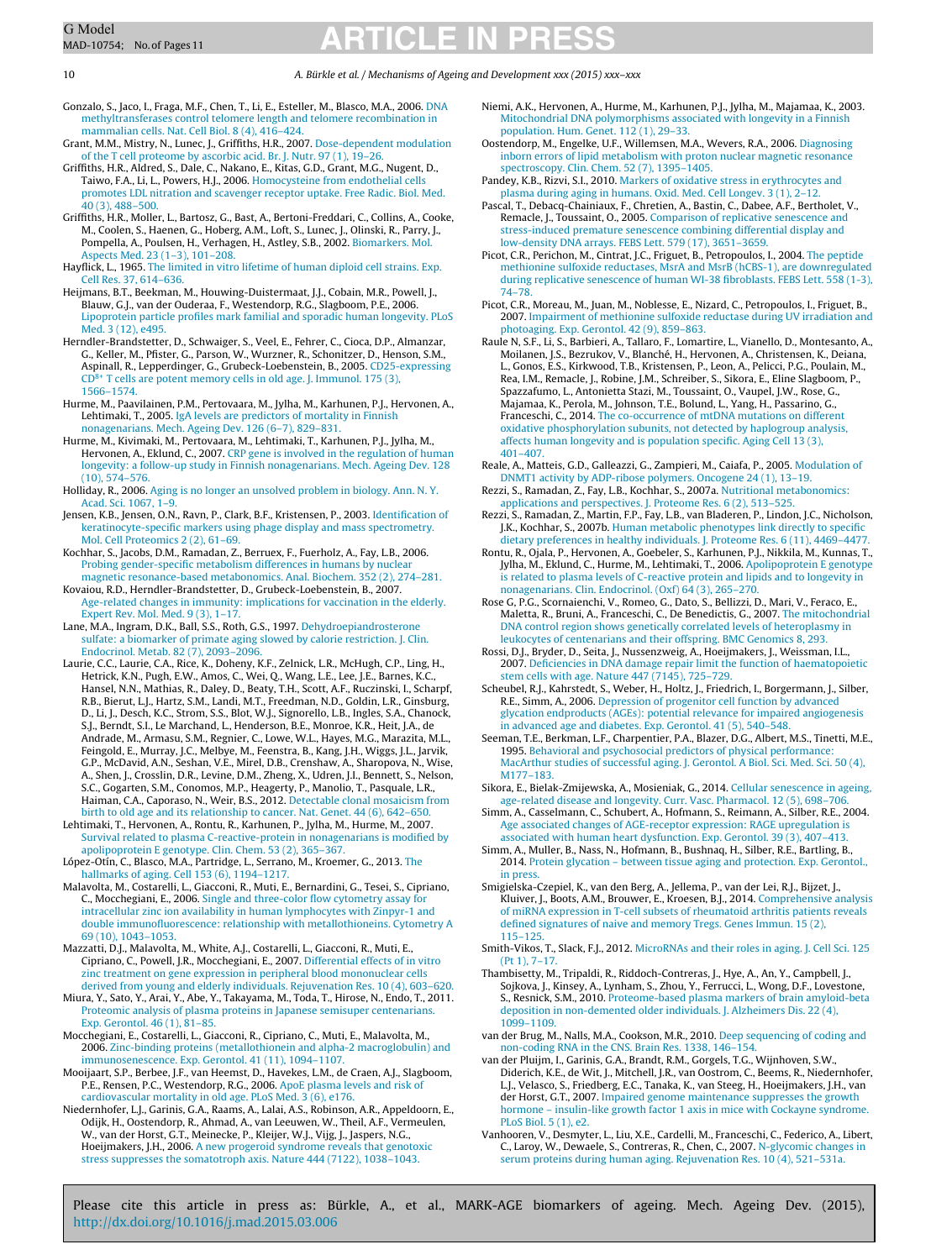Gonzalo, S., Jaco, I., Fraga, M.F., Chen, T., Li, E., Esteller, M., Blasco, M.A., 2006. DNA methyltransferases control telomere length and telomere recombination in mammalian cells. Nat. Cell Biol. 8 (4), 416–424.

Grant, M.M., Mistry, N., Lunec, J., Griffiths, H.R., 2007. Dose-dependent modulation of the T cell proteome by ascorbic acid. Br. J. Nutr. 97 (1), 19–26.

Griffiths, H.R., Aldred, S., Dale, C., Nakano, E., Kitas, G.D., Grant, M.G., Nugent, D., Taiwo, F.A., Li, L., Powers, H.J., 2006. Homocysteine from endothelial cells promotes LDL nitration and scavenger receptor uptake. Free Radic. Biol. Med. 40 (3), 488–500.

Griffiths, H.R., Moller, L., Bartosz, G., Bast, A., Bertoni-Freddari, C., Collins, A., Cooke, M., Coolen, S., Haenen, G., Hoberg, A.M., Loft, S., Lunec, J., Olinski, R., Parry, J., Pompella, A., Poulsen, H., Verhagen, H., Astley, S.B., 2002. Biomarkers. Mol. Aspects Med. 23 (1–3), 101–208.

Hayflick, L., 1965. The limited in vitro lifetime of human diploid cell strains. Exp. Cell Res. 37, 614–636.

Heijmans, B.T., Beekman, M., Houwing-Duistermaat, J.J., Cobain, M.R., Powell, J., Blauw, G.J., van der Ouderaa, F., Westendorp, R.G., Slagboom, P.E., 2006. Lipoprotein particle profiles mark familial and sporadic human longevity. PLoS Med. 3 (12), e495.

Herndler-Brandstetter, D., Schwaiger, S., Veel, E., Fehrer, C., Cioca, D.P., Almanzar, G., Keller, M., Pfister, G., Parson, W., Wurzner, R., Schonitzer, D., Henson, S.M., Aspinall, R., Lepperdinger, G., Grubeck-Loebenstein, B., 2005. CD25-expressing $CD8^+$ T cells are potent memory cells in old age. J. Immunol. 175 (3), 1566–1574.

Hurme, M., Paavilainen, P.M., Pertovaara, M., Jylha, M., Karhunen, P.J., Hervonen, A., Lehtimaki, T., 2005. IgA levels are predictors of mortality in Finnish nonagenarians. Mech. Ageing Dev. 126 (6–7), 829–831.

Hurme, M., Kivimaki, M., Pertovaara, M., Lehtimaki, T., Karhunen, P.J., Jylha, M., Hervonen, A., Eklund, C., 2007. CRP gene is involved in the regulation of human longevity: a follow-up study in Finnish nonagenarians. Mech. Ageing Dev. 128 (10), 574–576.

Holliday, R., 2006. Aging is no longer an unsolved problem in biology. Ann. N. Y. Acad. Sci. 1067, 1–9.

Jensen, K.B., Jensen, O.N., Ravn, P., Clark, B.F., Kristensen, P., 2003. Identification of keratinocyte-specific markers using phage display and mass spectrometry. Mol. Cell Proteomics 2 (2), 61–69.

Kochhar, S., Jacobs, D.M., Ramadan, Z., Berruex, F., Fuerholz, A., Fay, L.B., 2006. Probing gender-specific metabolism differences in humans by nuclear magnetic resonance-based metabonomics. Anal. Biochem. 352 (2), 274–281.

Kovaiou, R.D., Herndler-Brandstetter, D., Grubeck-Loebenstein, B., 2007. Age-related changes in immunity: implications for vaccination in the elderly. Expert Rev. Mol. Med. 9 (3), 1–17.

Lane, M.A., Ingram, D.K., Ball, S.S., Roth, G.S., 1997. Dehydroepiandrosterone sulfate: a biomarker of primate aging slowed by calorie restriction. J. Clin. Endocrinol. Metab. 82 (7), 2093–2096.

Laurie, C.C., Laurie, C.A., Rice, K., Doheny, K.F., Zelnick, L.R., McHugh, C.P., Ling, H., Hetrick, K.N., Pugh, E.W., Amos, C., Wei, Q., Wang, L.E., Lee, J.E., Barnes, K.C., Hansel, N.N., Mathias, R., Daley, D., Beaty, T.H., Scott, A.F., Ruczinski, I., Scharpf, R.B., Bierut, L.J., Hartz, S.M., Landi, M.T., Freedman, N.D., Goldin, L.R., Ginsburg, D., Li, J., Desch, K.C., Strom, S.S., Blot, W.J., Signorello, L.B., Ingles, S.A., Chanock, S.J., Berndt, S.I., Le Marchand, L., Henderson, B.E., Monroe, K.R., Heit, J.A., de Andrade, M., Armasu, S.M., Regnier, C., Lowe, W.L., Hayes, M.G., Marazita, M.L., Feingold, E., Murray, J.C., Melbye, M., Feenstra, B., Kang, J.H., Wiggs, J.L., Jarvik, G.P., McDavid, A.N., Seshan, V.E., Mirel, D.B., Crenshaw, A., Sharopova, N., Wise, A., Shen, J., Crosslin, D.R., Levine, D.M., Zheng, X., Udren, J.I., Bennett, S., Nelson, S.C., Gogarten, S.M., Conomos, M.P., Heagerty, P., Manolio, T., Pasquale, L.R., Haiman, C.A., Caporaso, N., Weir, B.S., 2012. Detectable clonal mosaicism from birth to old age and its relationship to cancer. Nat. Genet. 44 (6), 642–650.

Lehtimaki, T., Hervonen, A., Rontu, R., Karhunen, P.J., Jylha, M., Hurme, M., 2007. Survival related to plasma C-reactive-protein in nonagenarians is modified by apolipoprotein E genotype. Clin. Chem. 53 (2), 365–367.

López-Otín, C., Blasco, M.A., Partridge, L., Serrano, M., Kroemer, G., 2013. The hallmarks of aging. Cell 153 (6), 1194–1217.

Malavolta, M., Costarelli, L., Giacconi, R., Muti, E., Bernardini, G., Tesei, S., Cipriano, C., Mocchegiani, E., 2006. Single and three-color flow cytometry assay for intracellular zinc ion availability in human lymphocytes with Zinpyr-1 and double immunofluorescence: relationship with metallothioneins. Cytometry A 69 (10), 1043–1053.

Mazzatti, D.J., Malavolta, M., White, A.J., Costarelli, L., Giacconi, R., Muti, E., Cipriano, C., Powell, J.R., Mocchegiani, E., 2007. Differential effects of in vitro zinc treatment on gene expression in peripheral blood mononuclear cells derived from young and elderly individuals. Rejuvenation Res. 10 (4), 603–620.

Miura, Y., Sato, Y., Arai, Y., Abe, Y., Takayama, M., Toda, T., Hirose, N., Endo, T., 2011. Proteomic analysis of plasma proteins in Japanese semisuper centenarians. Exp. Gerontol. 46 (1), 81–85.

Mocchegiani, E., Costarelli, L., Giacconi, R., Cipriano, C., Muti, E., Malavolta, M., 2006. Zinc-binding proteins (metallothionein and alpha-2 macroglobulin) and immunosenescence. Exp. Gerontol. 41 (11), 1094–1107.

Mooijaart, S.P., Berbee, J.F., van Heemst, D., Havekes, L.M., de Craen, A.J., Slagboom, P.E., Rensen, P.C., Westendorp, R.G., 2006. ApoE plasma levels and risk of cardiovascular mortality in old age. PLoS Med. 3 (6), e176.

Niedernhofer, L.J., Garinis, G.A., Raams, A., Lalai, A.S., Robinson, A.R., Appeldoorn, E., Odijk, H., Oostendorp, R., Ahmad, A., van Leeuwen, W., Theil, A.F., Vermeulen, W., van der Horst, G.T., Meinecke, P., Kleijer, W.J., Vijg, J., Jaspers, N.G., Hoeijmakers, J.H., 2006. A new progeroid syndrome reveals that genotoxic stress suppresses the somatotroph axis. Nature 444 (7122), 1038–1043.

Niemi, A.K., Hervonen, A., Hurme, M., Karhunen, P.J., Jylha, M., Majamaa, K., 2003. Mitochondrial DNA polymorphisms associated with longevity in a Finnish population. Hum. Genet. 112 (1), 29–33.

Oostendorp, M., Engelke, U.F., Willemsen, M.A., Wevers, R.A., 2006. Diagnosing inborn errors of lipid metabolism with proton nuclear magnetic resonance spectroscopy. Clin. Chem. 52 (7), 1395–1405.

Pandey, K.B., Rizvi, S.I., 2010. Markers of oxidative stress in erythrocytes and plasma during aging in humans. Oxid. Med. Cell Longev. 3 (1), 2–12.

Pascal, T., Debacq-Chainiaux, F., Chretien, A., Bastin, C., Dabee, A.F., Bertholet, V., Remacle, J., Toussaint, O., 2005. Comparison of replicative senescence and stress-induced premature senescence combining differential display and low-density DNA arrays. FEBS Lett. 579 (17), 3651–3659.

Picot, C.R., Perichon, M., Cintrat, J.C., Friguet, B., Petropoulos, I., 2004. The peptide methionine sulfoxide reductases, MsrA and MsrB (hCBS-1), are downregulated during replicative senescence of human WI-38 fibroblasts. FEBS Lett. 558 (1-3), 74–78.

Picot, C.R., Moreau, M., Juan, M., Noblesse, E., Nizard, C., Petropoulos, I., Friguet, B., 2007. Impairment of methionine sulfoxide reductase during UV irradiation and photoaging. Exp. Gerontol. 42 (9), 859–863.

Raule N, S.F., Li, S., Barbieri, A., Tallaro, F., Lomartire, L., Vianello, D., Montesanto, A., Moilanen, J.S., Bezrukov, V., Blanché, H., Hervonen, A., Christensen, K., Deiana, L., Gonos, E.S., Kirkwood, T.B., Kristensen, P., Leon, A., Pelicci, P.G., Poulain, M., Rea, I.M., Remacle, J., Robine, J.M., Schreiber, S., Sikora, E., Eline Slagboom, P., Spazzafumo, L., Antonietta Stazi, M., Toussaint, O., Vaupel, J.W., Rose, G., Majamaa, K., Perola, M., Johnson, T.E., Bolund, L., Yang, H., Passarino, G., Franceschi, C., 2014. The co-occurrence of mtDNA mutations on different oxidative phosphorylation subunits, not detected by haplogroup analysis, affects human longevity and is population specific. Aging Cell 13 (3), 401–407.

Reale, A., Matteis, G.D., Galleazzi, G., Zampieri, M., Caiafa, P., 2005. Modulation of DNMT1 activity by ADP-ribose polymers. Oncogene 24 (1), 13–19.

Rezzi, S., Ramadan, Z., Fay, L.B., Kochhar, S., 2007a. Nutritional metabonomics: applications and perspectives. J. Proteome Res. 6 (2), 513–525.

Rezzi, S., Ramadan, Z., Martin, F.P., Fay, L.B., van Bladeren, P., Lindon, J.C., Nicholson, J.K., Kochhar, S., 2007b. Human metabolic phenotypes link directly to specific dietary preferences in healthy individuals. J. Proteome Res. 6 (11), 4469–4477.

Rontu, R., Ojala, P., Hervonen, A., Goebeler, S., Karhunen, P.J., Nikkila, M., Kunnas, T., Jylha, M., Eklund, C., Hurme, M., Lehtimaki, T., 2006. Apolipoprotein E genotype is related to plasma levels of C-reactive protein and lipids and to longevity in nonagenarians. Clin. Endocrinol. (Oxf) 64 (3), 265–270.

Rose G, P.G., Scornaienchi, V., Romeo, G., Dato, S., Bellizzi, D., Mari, V., Feraco, E., Maletta, R., Bruni, A., Franceschi, C., De Benedictis, G., 2007. The mitochondrial DNA control region shows genetically correlated levels of heteroplasmy in leukocytes of centenarians and their offspring. BMC Genomics 8, 293.

Rossi, D.J., Bryder, D., Seita, J., Nussenzweig, A., Hoeijmakers, J., Weissman, I.L., 2007. Deficiencies in DNA damage repair limit the function of haematopoietic stem cells with age. Nature 447 (7145), 725–729.

Scheubel, R.J., Kahrstedt, S., Weber, H., Holtz, J., Friedrich, I., Borgermann, J., Silber, R.E., Simm, A., 2006. Depression of progenitor cell function by advanced glycation endproducts (AGEs): potential relevance for impaired angiogenesis in advanced age and diabetes. Exp. Gerontol. 41 (5), 540–548.

Seeman, T.E., Berkman, L.F., Charpentier, P.A., Blazer, D.G., Albert, M.S., Tinetti, M.E., 1995. Behavioral and psychosocial predictors of physical performance: MacArthur studies of successful aging. J. Gerontol. A Biol. Sci. Med. Sci. 50 (4), M177–183.

Sikora, E., Bielak-Zmijewska, A., Mosieniak, G., 2014. Cellular senescence in ageing, age-related disease and longevity. Curr. Vasc. Pharmacol. 12 (5), 698–706.

Simm, A., Casselmann, C., Schubert, A., Hofmann, S., Reimann, A., Silber, R.E., 2004. Age associated changes of AGE-receptor expression: RAGE upregulation is associated with human heart dysfunction. Exp. Gerontol. 39 (3), 407–413.

Simm, A., Muller, B., Nass, N., Hofmann, B., Bushnaq, H., Silber, R.E., Bartling, B., 2014. Protein glycation – between tissue aging and protection. Exp. Gerontol., in press.

Smigielska-Czepiel, K., van den Berg, A., Jellema, P., van der Lei, R.J., Bijzet, J., Kluiver, J., Boots, A.M., Brouwer, E., Kroesen, B.J., 2014. Comprehensive analysis of miRNA expression in T-cell subsets of rheumatoid arthritis patients reveals defined signatures of naive and memory Tregs. Genes Immun. 15 (2), 115–125.

Smith-Vikos, T., Slack, F.J., 2012. MicroRNAs and their roles in aging. J. Cell Sci. 125 (Pt 1), 7–17.

Thambisetty, M., Tripaldi, R., Riddoch-Contreras, J., Hye, A., An, Y., Campbell, J., Sojkova, J., Kinsey, A., Lynham, S., Zhou, Y., Ferrucci, L., Wong, D.F., Lovestone, S., Resnick, S.M., 2010. Proteome-based plasma markers of brain amyloid-beta deposition in non-demented older individuals. J. Alzheimers Dis. 22 (4), 1099–1109.

van der Brug, M., Nalls, M.A., Cookson, M.R., 2010. Deep sequencing of coding and non-coding RNA in the CNS. Brain Res. 1338, 146–154.

van der Pluijm, I., Garinis, G.A., Brandt, R.M., Gorgels, T.G., Wijnhoven, S.W., Diderich, K.E., de Wit, J., Mitchell, J.R., van Oostrom, C., Beems, R., Niedernhofer, L.J., Velasco, S., Friedberg, E.C., Tanaka, K., van Steeg, H., Hoeijmakers, J.H., van der Horst, G.T., 2007. Impaired genome maintenance suppresses the growth hormone – insulin-like growth factor 1 axis in mice with Cockayne syndrome. PLoS Biol. 5 (1), e2.

Vanhooren, V., Desmyter, L., Liu, X.E., Cardelli, M., Franceschi, C., Federico, A., Libert, C., Laroy, W., Dewaele, S., Contreras, R., Chen, C., 2007. N-glycomic changes in serum proteins during human aging. Rejuvenation Res. 10 (4), 521–531a.

Please cite this article in press as: Bürkle, A., et al., MARK-AGE biomarkers of ageing. Mech. Ageing Dev. (2015), http://dx.doi.org/10.1016/j.mad.2015.03.006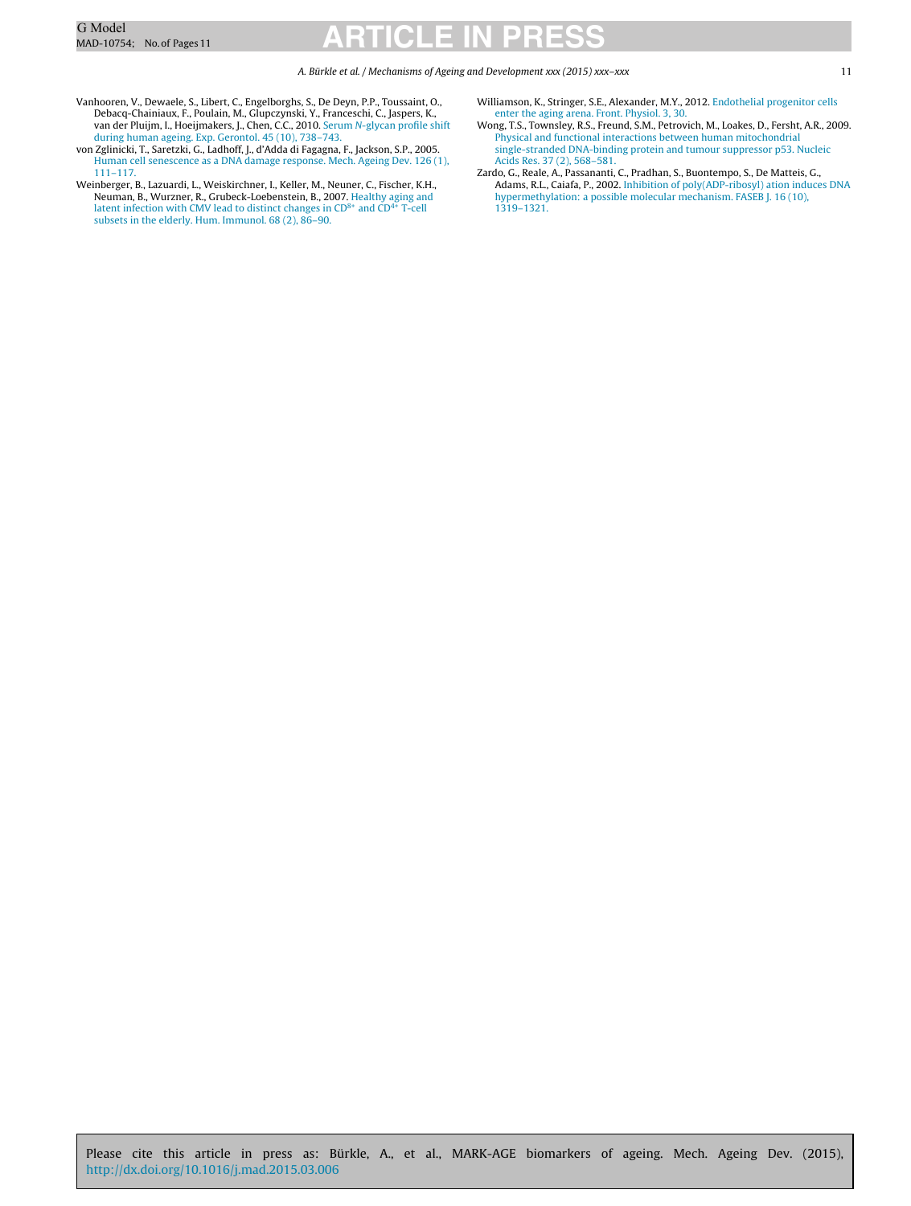Vanhooren, V., Dewaele, S., Libert, C., Engelborghs, S., De Deyn, P.P., Toussaint, O., Debacq-Chainiaux, F., Poulain, M., Glupczynski, Y., Franceschi, C., Jaspers, K., van der Pluijm, I., Hoeijmakers, J., Chen, C.C., 2010. Serum *N*-glycan profile shift during human ageing. Exp. Gerontol. 45 (10), 738–743.

von Zglinicki, T., Saretzki, G., Ladhoff, J., d'Adda di Fagagna, F., Jackson, S.P., 2005. Human cell senescence as a DNA damage response. Mech. Ageing Dev. 126 (1), 111–117.

Weinberger, B., Lazuardi, L., Weiskirchner, I., Keller, M., Neuner, C., Fischer, K.H., Neuman, B., Wurzner, R., Grubeck-Loebenstein, B., 2007. Healthy aging and latent infection with CMV lead to distinct changes in $CD^{8+}$ and $CD^{4+}$ T-cell subsets in the elderly. Hum. Immunol. 68 (2), 86–90.

Williamson, K., Stringer, S.E., Alexander, M.Y., 2012. Endothelial progenitor cells enter the aging arena. Front. Physiol. 3, 30.

Wong, T.S., Townsley, R.S., Freund, S.M., Petrovich, M., Loakes, D., Fersht, A.R., 2009. Physical and functional interactions between human mitochondrial single-stranded DNA-binding protein and tumour suppressor p53. Nucleic Acids Res. 37 (2), 568–581.

Zardo, G., Reale, A., Passananti, C., Pradhan, S., Buontempo, S., De Matteis, G., Adams, R.L., Caiafa, P., 2002. Inhibition of poly(ADP-ribosyl) ation induces DNA hypermethylation: a possible molecular mechanism. FASEB J. 16 (10), 1319–1321.

Please cite this article in press as: Bürkle, A., et al., MARK-AGE biomarkers of ageing. Mech. Ageing Dev. (2015), http://dx.doi.org/10.1016/j.mad.2015.03.006